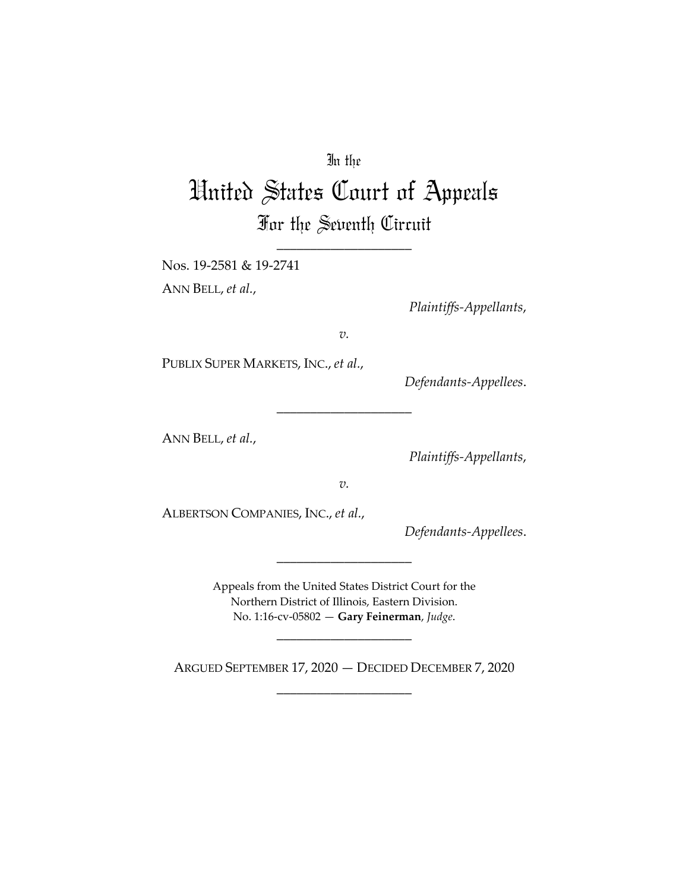In the

# United States Court of Appeals

## For the Seventh Circuit

\_\_\_\_\_\_\_\_\_\_\_\_\_\_\_\_\_\_\_\_

Nos. 19-2581 & 19-2741

ANN BELL, *et al.*,

*Plaintiffs-Appellants*,

*v.*

PUBLIX SUPER MARKETS, INC., *et al.*,

*Defendants-Appellees*.

\_\_\_\_\_\_\_\_\_\_\_\_\_\_\_\_\_\_\_\_

ANN BELL, *et al.*,

*Plaintiffs-Appellants*,

*v.*

ALBERTSON COMPANIES, INC., *et al.*,

*Defendants-Appellees*.

\_\_\_\_\_\_\_\_\_\_\_\_\_\_\_\_\_\_\_\_

Appeals from the United States District Court for the Northern District of Illinois, Eastern Division.
No. 1:16-cv-05802 — **Gary Feinerman**, *Judge*.

\_\_\_\_\_\_\_\_\_\_\_\_\_\_\_\_\_\_\_\_

ARGUED SEPTEMBER 17, 2020 — DECIDED DECEMBER 7, 2020

\_\_\_\_\_\_\_\_\_\_\_\_\_\_\_\_\_\_\_\_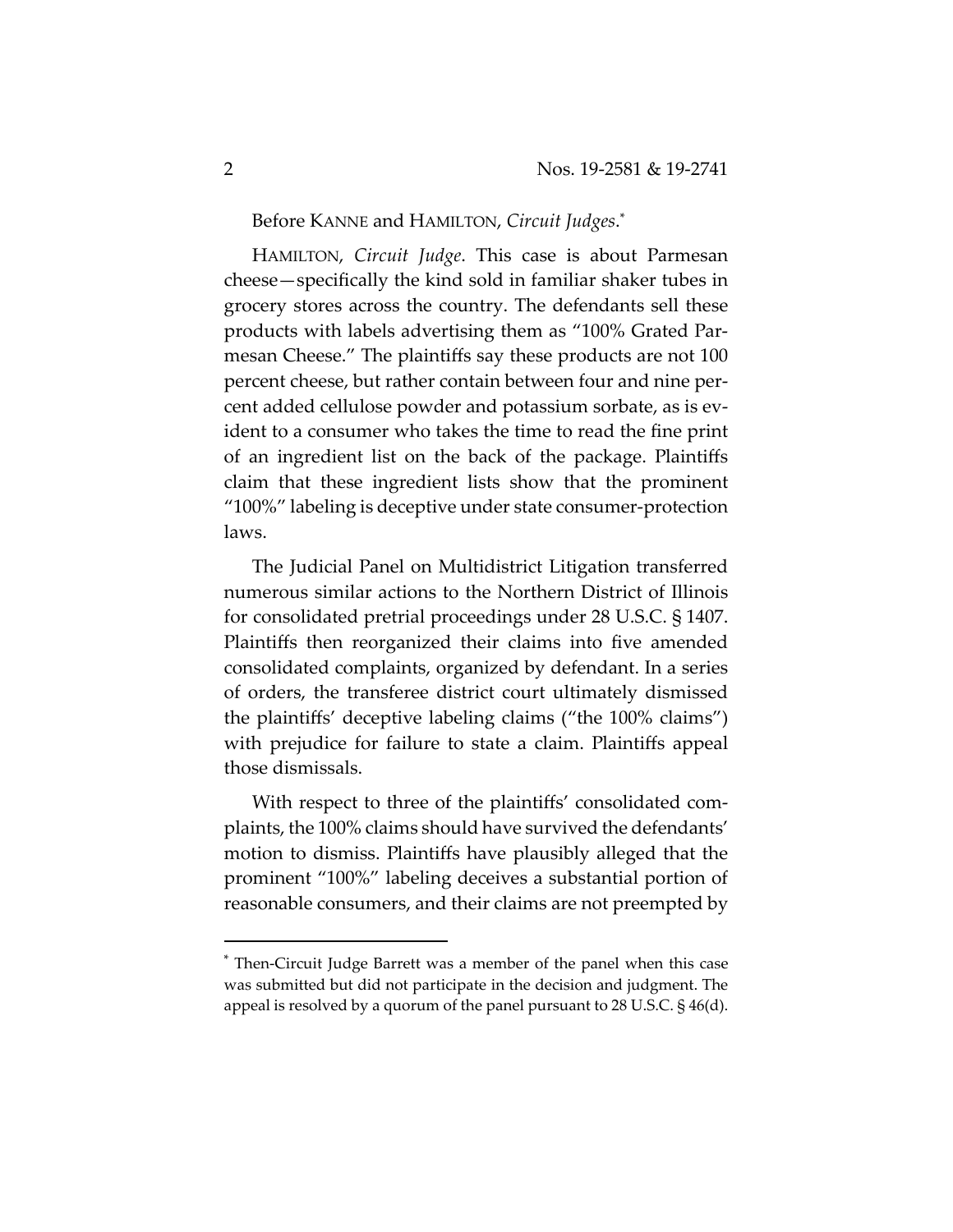Before KANNE and HAMILTON, *Circuit Judges*.[*]

HAMILTON, *Circuit Judge*. This case is about Parmesan cheese—specifically the kind sold in familiar shaker tubes in grocery stores across the country. The defendants sell these products with labels advertising them as "100% Grated Parmesan Cheese." The plaintiffs say these products are not 100 percent cheese, but rather contain between four and nine percent added cellulose powder and potassium sorbate, as is evident to a consumer who takes the time to read the fine print of an ingredient list on the back of the package. Plaintiffs claim that these ingredient lists show that the prominent "100%" labeling is deceptive under state consumer-protection laws.

The Judicial Panel on Multidistrict Litigation transferred numerous similar actions to the Northern District of Illinois for consolidated pretrial proceedings under 28 U.S.C. § 1407. Plaintiffs then reorganized their claims into five amended consolidated complaints, organized by defendant. In a series of orders, the transferee district court ultimately dismissed the plaintiffs' deceptive labeling claims ("the 100% claims") with prejudice for failure to state a claim. Plaintiffs appeal those dismissals.

With respect to three of the plaintiffs' consolidated complaints, the 100% claims should have survived the defendants' motion to dismiss. Plaintiffs have plausibly alleged that the prominent "100%" labeling deceives a substantial portion of reasonable consumers, and their claims are not preempted by

[*] Then-Circuit Judge Barrett was a member of the panel when this case was submitted but did not participate in the decision and judgment. The appeal is resolved by a quorum of the panel pursuant to 28 U.S.C. § 46(d).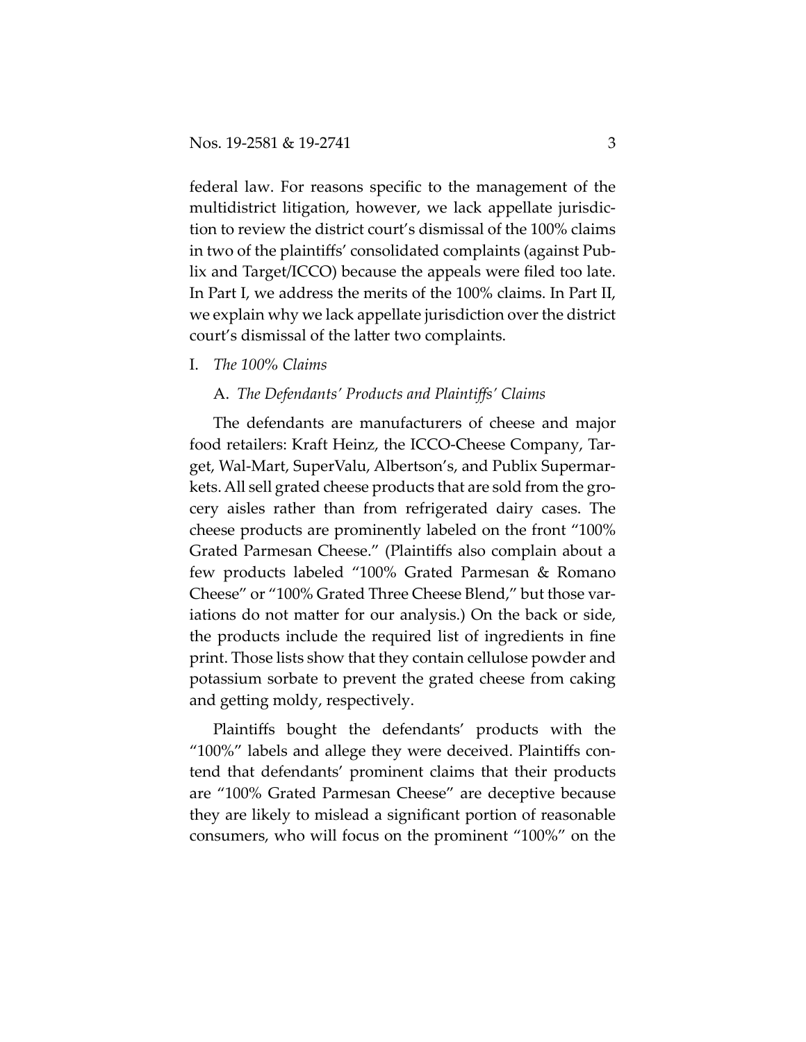federal law. For reasons specific to the management of the multidistrict litigation, however, we lack appellate jurisdiction to review the district court's dismissal of the 100% claims in two of the plaintiffs' consolidated complaints (against Publix and Target/ICCO) because the appeals were filed too late. In Part I, we address the merits of the 100% claims. In Part II, we explain why we lack appellate jurisdiction over the district court's dismissal of the latter two complaints.

## I. *The 100% Claims*

### A. *The Defendants' Products and Plaintiffs' Claims*

The defendants are manufacturers of cheese and major food retailers: Kraft Heinz, the ICCO-Cheese Company, Target, Wal-Mart, SuperValu, Albertson's, and Publix Supermarkets. All sell grated cheese products that are sold from the grocery aisles rather than from refrigerated dairy cases. The cheese products are prominently labeled on the front "100% Grated Parmesan Cheese." (Plaintiffs also complain about a few products labeled "100% Grated Parmesan & Romano Cheese" or "100% Grated Three Cheese Blend," but those variations do not matter for our analysis.) On the back or side, the products include the required list of ingredients in fine print. Those lists show that they contain cellulose powder and potassium sorbate to prevent the grated cheese from caking and getting moldy, respectively.

Plaintiffs bought the defendants' products with the "100%" labels and allege they were deceived. Plaintiffs contend that defendants' prominent claims that their products are "100% Grated Parmesan Cheese" are deceptive because they are likely to mislead a significant portion of reasonable consumers, who will focus on the prominent "100%" on the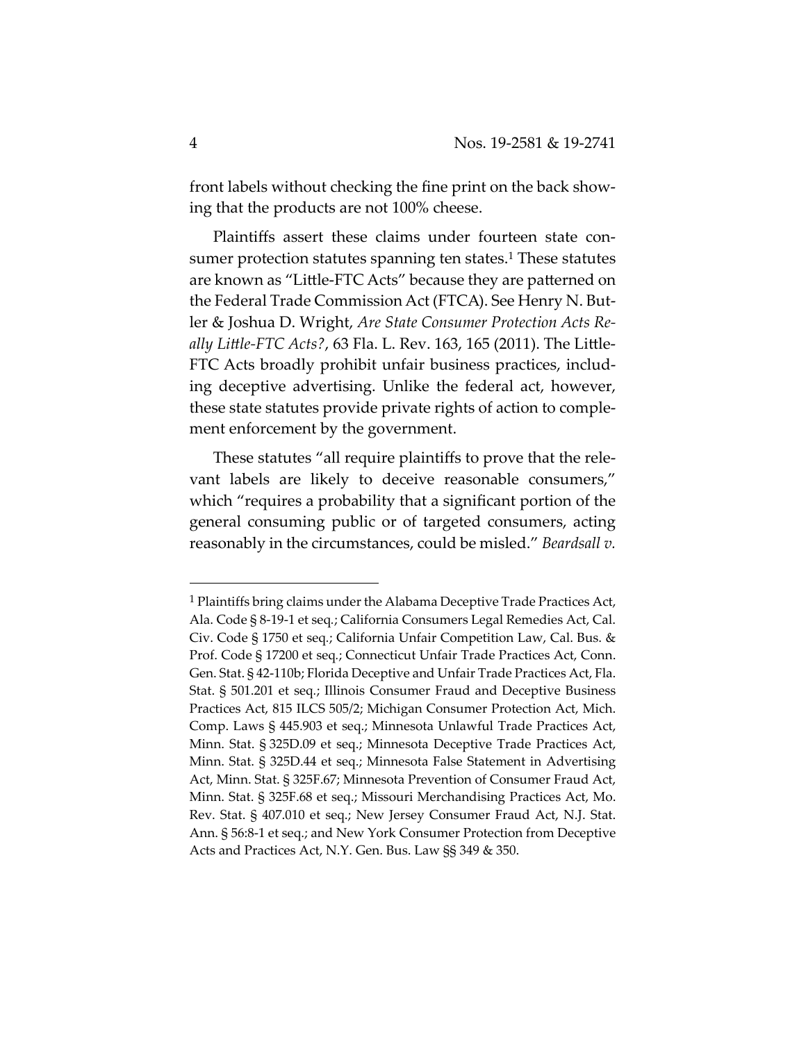front labels without checking the fine print on the back showing that the products are not 100% cheese.

Plaintiffs assert these claims under fourteen state consumer protection statutes spanning ten states.[1] These statutes are known as "Little-FTC Acts" because they are patterned on the Federal Trade Commission Act (FTCA). See Henry N. Butler & Joshua D. Wright, *Are State Consumer Protection Acts Really Little-FTC Acts?*, 63 Fla. L. Rev. 163, 165 (2011). The Little-FTC Acts broadly prohibit unfair business practices, including deceptive advertising. Unlike the federal act, however, these state statutes provide private rights of action to complement enforcement by the government.

These statutes "all require plaintiffs to prove that the relevant labels are likely to deceive reasonable consumers," which "requires a probability that a significant portion of the general consuming public or of targeted consumers, acting reasonably in the circumstances, could be misled." *Beardsall v.*

---

[1] Plaintiffs bring claims under the Alabama Deceptive Trade Practices Act, Ala. Code § 8-19-1 et seq.; California Consumers Legal Remedies Act, Cal. Civ. Code § 1750 et seq.; California Unfair Competition Law, Cal. Bus. & Prof. Code § 17200 et seq.; Connecticut Unfair Trade Practices Act, Conn. Gen. Stat. § 42-110b; Florida Deceptive and Unfair Trade Practices Act, Fla. Stat. § 501.201 et seq.; Illinois Consumer Fraud and Deceptive Business Practices Act, 815 ILCS 505/2; Michigan Consumer Protection Act, Mich. Comp. Laws § 445.903 et seq.; Minnesota Unlawful Trade Practices Act, Minn. Stat. § 325D.09 et seq.; Minnesota Deceptive Trade Practices Act, Minn. Stat. § 325D.44 et seq.; Minnesota False Statement in Advertising Act, Minn. Stat. § 325F.67; Minnesota Prevention of Consumer Fraud Act, Minn. Stat. § 325F.68 et seq.; Missouri Merchandising Practices Act, Mo. Rev. Stat. § 407.010 et seq.; New Jersey Consumer Fraud Act, N.J. Stat. Ann. § 56:8-1 et seq.; and New York Consumer Protection from Deceptive Acts and Practices Act, N.Y. Gen. Bus. Law §§ 349 & 350.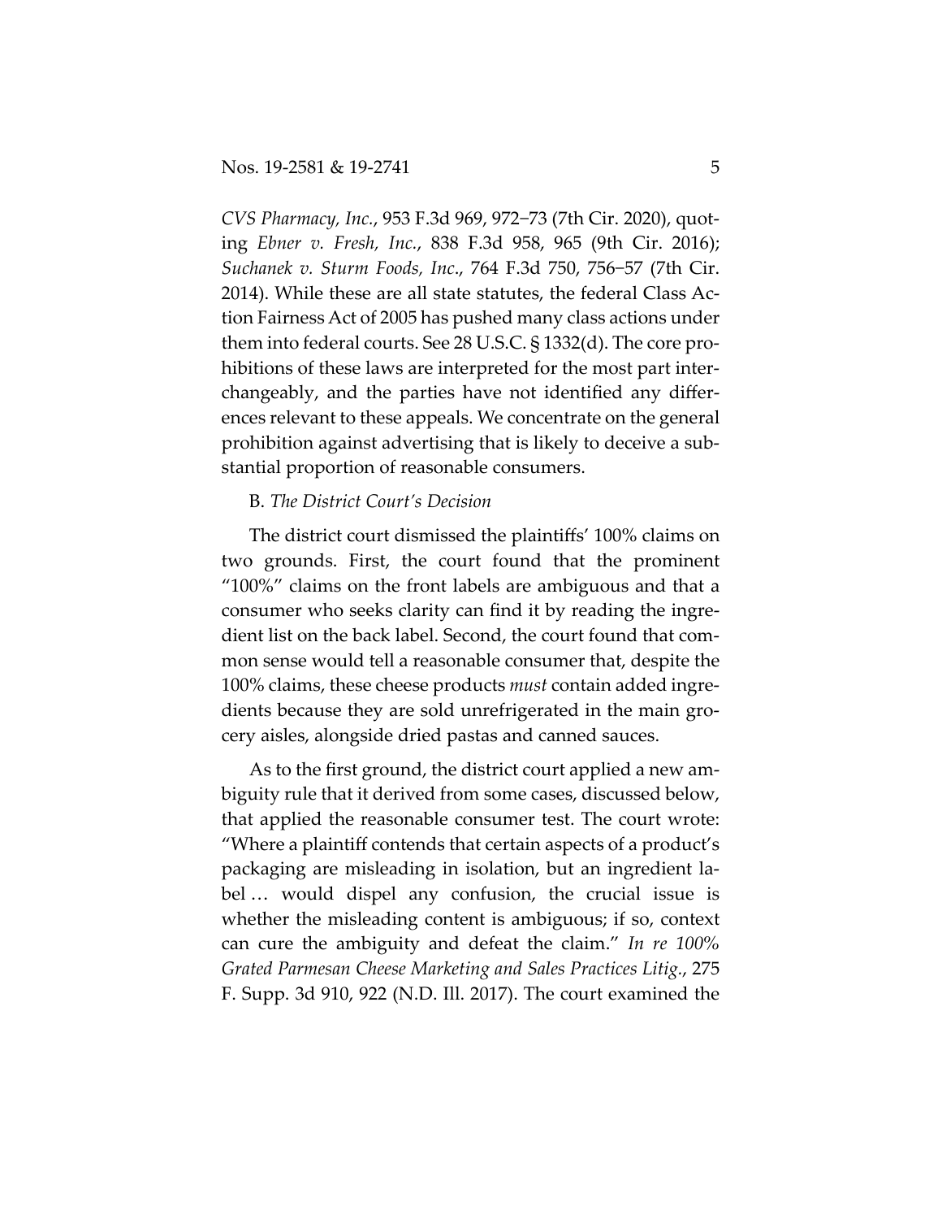*CVS Pharmacy, Inc.*, 953 F.3d 969, 972–73 (7th Cir. 2020), quoting *Ebner v. Fresh, Inc.*, 838 F.3d 958, 965 (9th Cir. 2016); *Suchanek v. Sturm Foods, Inc*., 764 F.3d 750, 756–57 (7th Cir. 2014). While these are all state statutes, the federal Class Action Fairness Act of 2005 has pushed many class actions under them into federal courts. See 28 U.S.C. § 1332(d). The core prohibitions of these laws are interpreted for the most part interchangeably, and the parties have not identified any differences relevant to these appeals. We concentrate on the general prohibition against advertising that is likely to deceive a substantial proportion of reasonable consumers.

B. *The District Court's Decision*

The district court dismissed the plaintiffs' 100% claims on two grounds. First, the court found that the prominent "100%" claims on the front labels are ambiguous and that a consumer who seeks clarity can find it by reading the ingredient list on the back label. Second, the court found that common sense would tell a reasonable consumer that, despite the 100% claims, these cheese products *must* contain added ingredients because they are sold unrefrigerated in the main grocery aisles, alongside dried pastas and canned sauces.

As to the first ground, the district court applied a new ambiguity rule that it derived from some cases, discussed below, that applied the reasonable consumer test. The court wrote: "Where a plaintiff contends that certain aspects of a product's packaging are misleading in isolation, but an ingredient label … would dispel any confusion, the crucial issue is whether the misleading content is ambiguous; if so, context can cure the ambiguity and defeat the claim." *In re 100% Grated Parmesan Cheese Marketing and Sales Practices Litig.*, 275 F. Supp. 3d 910, 922 (N.D. Ill. 2017). The court examined the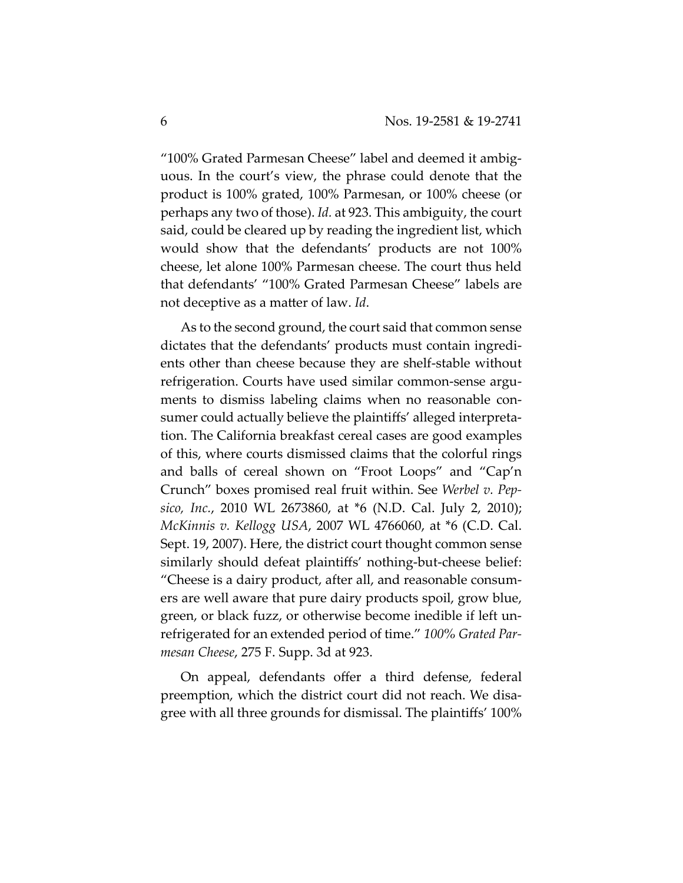"100% Grated Parmesan Cheese" label and deemed it ambiguous. In the court's view, the phrase could denote that the product is 100% grated, 100% Parmesan, or 100% cheese (or perhaps any two of those). *Id.* at 923. This ambiguity, the court said, could be cleared up by reading the ingredient list, which would show that the defendants' products are not 100% cheese, let alone 100% Parmesan cheese. The court thus held that defendants' "100% Grated Parmesan Cheese" labels are not deceptive as a matter of law. *Id*.

As to the second ground, the court said that common sense dictates that the defendants' products must contain ingredients other than cheese because they are shelf-stable without refrigeration. Courts have used similar common-sense arguments to dismiss labeling claims when no reasonable consumer could actually believe the plaintiffs' alleged interpretation. The California breakfast cereal cases are good examples of this, where courts dismissed claims that the colorful rings and balls of cereal shown on "Froot Loops" and "Cap'n Crunch" boxes promised real fruit within. See *Werbel v. Pepsico, Inc.*, 2010 WL 2673860, at *6 (N.D. Cal. July 2, 2010); *McKinnis v. Kellogg USA*, 2007 WL 4766060, at *6 (C.D. Cal. Sept. 19, 2007). Here, the district court thought common sense similarly should defeat plaintiffs' nothing-but-cheese belief: "Cheese is a dairy product, after all, and reasonable consumers are well aware that pure dairy products spoil, grow blue, green, or black fuzz, or otherwise become inedible if left unrefrigerated for an extended period of time." *100% Grated Parmesan Cheese*, 275 F. Supp. 3d at 923.

On appeal, defendants offer a third defense, federal preemption, which the district court did not reach. We disagree with all three grounds for dismissal. The plaintiffs' 100%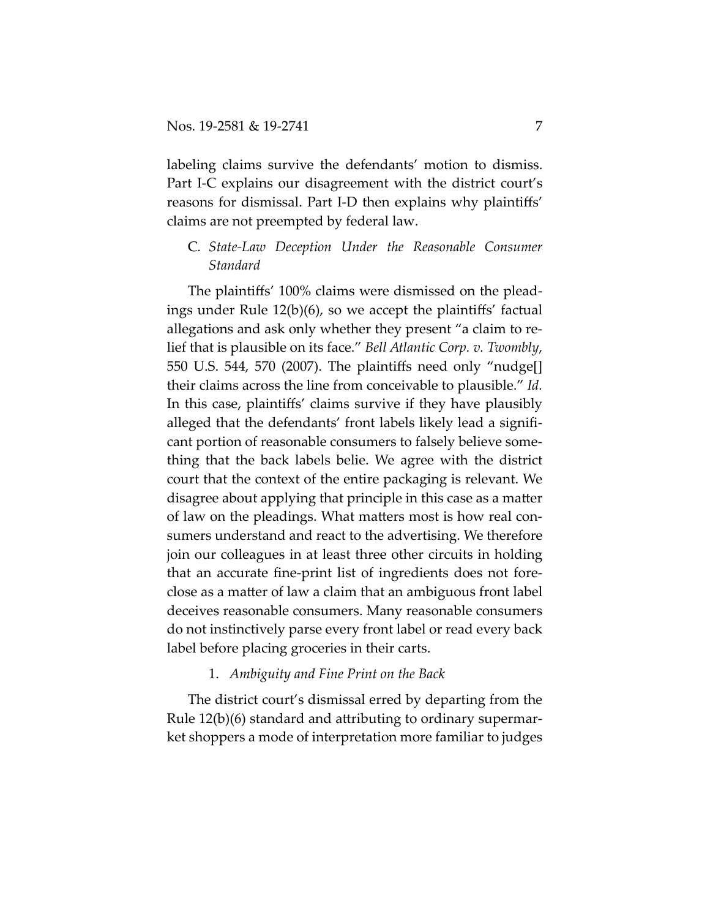labeling claims survive the defendants' motion to dismiss. Part I-C explains our disagreement with the district court's reasons for dismissal. Part I-D then explains why plaintiffs' claims are not preempted by federal law.

### C. *State-Law Deception Under the Reasonable Consumer Standard*

The plaintiffs' 100% claims were dismissed on the pleadings under Rule 12(b)(6), so we accept the plaintiffs' factual allegations and ask only whether they present "a claim to relief that is plausible on its face." *Bell Atlantic Corp. v. Twombly*, 550 U.S. 544, 570 (2007). The plaintiffs need only "nudge[] their claims across the line from conceivable to plausible." *Id.* In this case, plaintiffs' claims survive if they have plausibly alleged that the defendants' front labels likely lead a significant portion of reasonable consumers to falsely believe something that the back labels belie. We agree with the district court that the context of the entire packaging is relevant. We disagree about applying that principle in this case as a matter of law on the pleadings. What matters most is how real consumers understand and react to the advertising. We therefore join our colleagues in at least three other circuits in holding that an accurate fine-print list of ingredients does not foreclose as a matter of law a claim that an ambiguous front label deceives reasonable consumers. Many reasonable consumers do not instinctively parse every front label or read every back label before placing groceries in their carts.

#### 1. *Ambiguity and Fine Print on the Back*

The district court's dismissal erred by departing from the Rule 12(b)(6) standard and attributing to ordinary supermarket shoppers a mode of interpretation more familiar to judges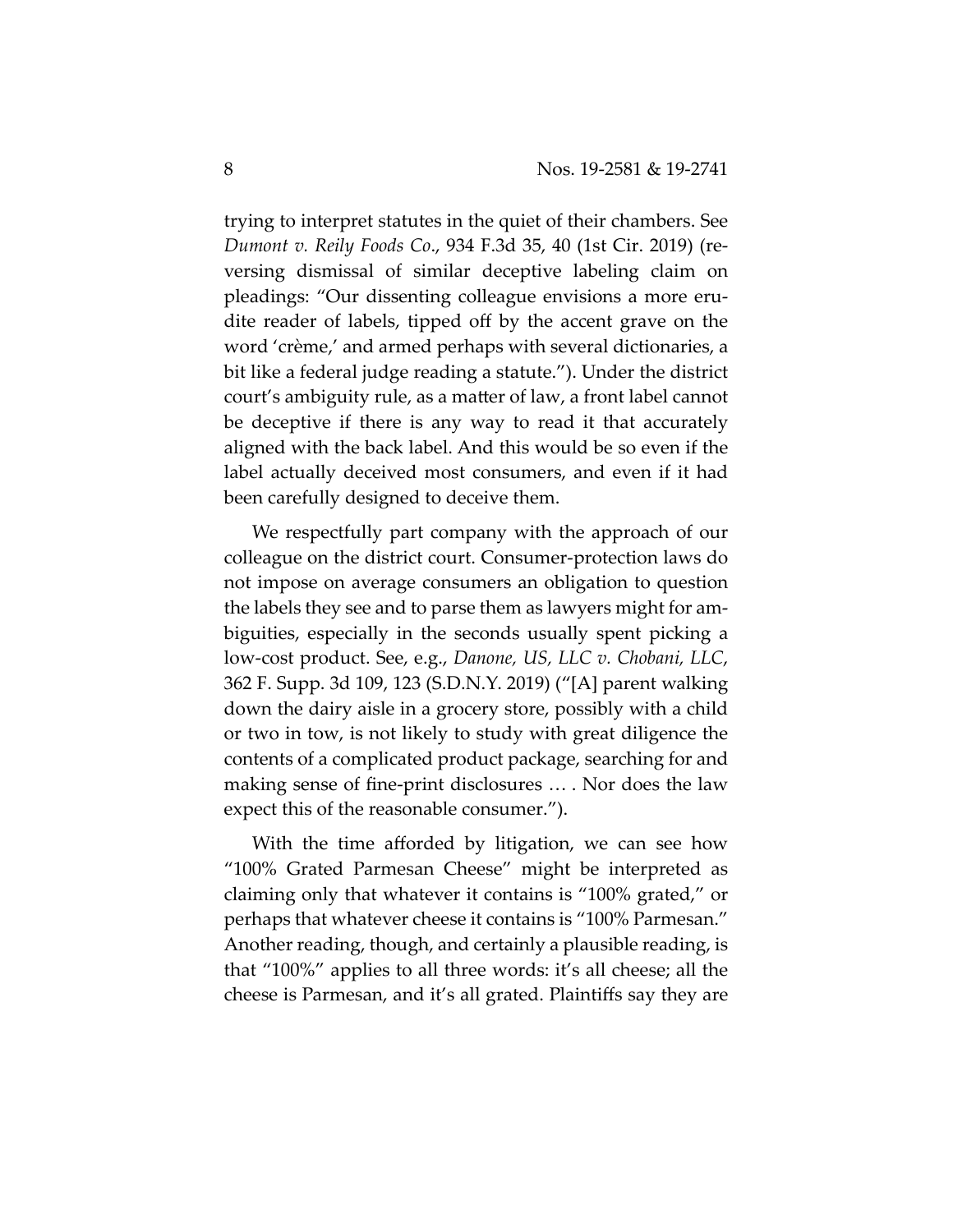trying to interpret statutes in the quiet of their chambers. See *Dumont v. Reily Foods Co.*, 934 F.3d 35, 40 (1st Cir. 2019) (reversing dismissal of similar deceptive labeling claim on pleadings: "Our dissenting colleague envisions a more erudite reader of labels, tipped off by the accent grave on the word 'crème,' and armed perhaps with several dictionaries, a bit like a federal judge reading a statute."). Under the district court's ambiguity rule, as a matter of law, a front label cannot be deceptive if there is any way to read it that accurately aligned with the back label. And this would be so even if the label actually deceived most consumers, and even if it had been carefully designed to deceive them.

We respectfully part company with the approach of our colleague on the district court. Consumer-protection laws do not impose on average consumers an obligation to question the labels they see and to parse them as lawyers might for ambiguities, especially in the seconds usually spent picking a low-cost product. See, e.g., *Danone, US, LLC v. Chobani, LLC*, 362 F. Supp. 3d 109, 123 (S.D.N.Y. 2019) ("[A] parent walking down the dairy aisle in a grocery store, possibly with a child or two in tow, is not likely to study with great diligence the contents of a complicated product package, searching for and making sense of fine-print disclosures … . Nor does the law expect this of the reasonable consumer.").

With the time afforded by litigation, we can see how "100% Grated Parmesan Cheese" might be interpreted as claiming only that whatever it contains is "100% grated," or perhaps that whatever cheese it contains is "100% Parmesan." Another reading, though, and certainly a plausible reading, is that "100%" applies to all three words: it's all cheese; all the cheese is Parmesan, and it's all grated. Plaintiffs say they are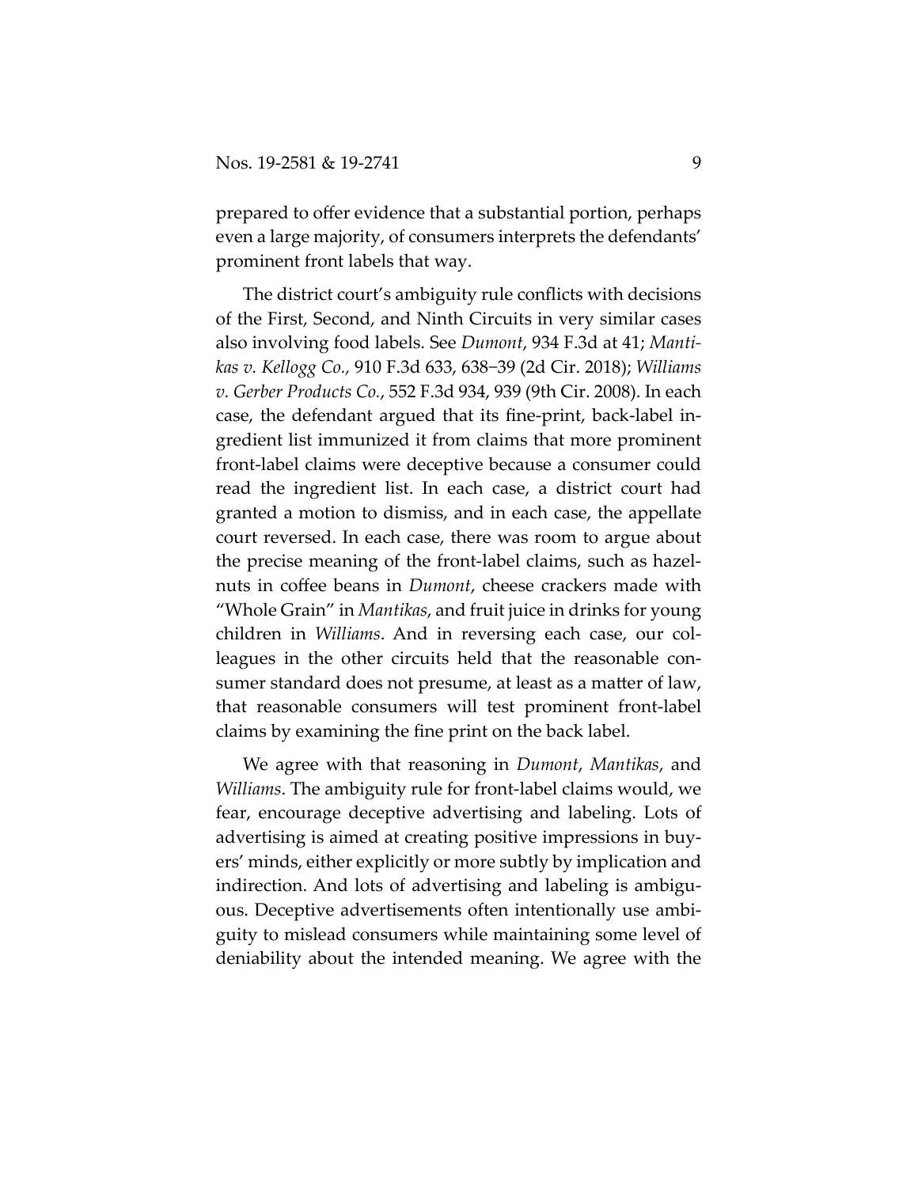prepared to offer evidence that a substantial portion, perhaps even a large majority, of consumers interprets the defendants' prominent front labels that way.

The district court's ambiguity rule conflicts with decisions of the First, Second, and Ninth Circuits in very similar cases also involving food labels. See *Dumont*, 934 F.3d at 41; *Mantikas v. Kellogg Co.,* 910 F.3d 633, 638–39 (2d Cir. 2018); *Williams v. Gerber Products Co.*, 552 F.3d 934, 939 (9th Cir. 2008). In each case, the defendant argued that its fine-print, back-label ingredient list immunized it from claims that more prominent front-label claims were deceptive because a consumer could read the ingredient list. In each case, a district court had granted a motion to dismiss, and in each case, the appellate court reversed. In each case, there was room to argue about the precise meaning of the front-label claims, such as hazelnuts in coffee beans in *Dumont*, cheese crackers made with "Whole Grain" in *Mantikas*, and fruit juice in drinks for young children in *Williams*. And in reversing each case, our colleagues in the other circuits held that the reasonable consumer standard does not presume, at least as a matter of law, that reasonable consumers will test prominent front-label claims by examining the fine print on the back label.

We agree with that reasoning in *Dumont*, *Mantikas*, and *Williams*. The ambiguity rule for front-label claims would, we fear, encourage deceptive advertising and labeling. Lots of advertising is aimed at creating positive impressions in buyers' minds, either explicitly or more subtly by implication and indirection. And lots of advertising and labeling is ambiguous. Deceptive advertisements often intentionally use ambiguity to mislead consumers while maintaining some level of deniability about the intended meaning. We agree with the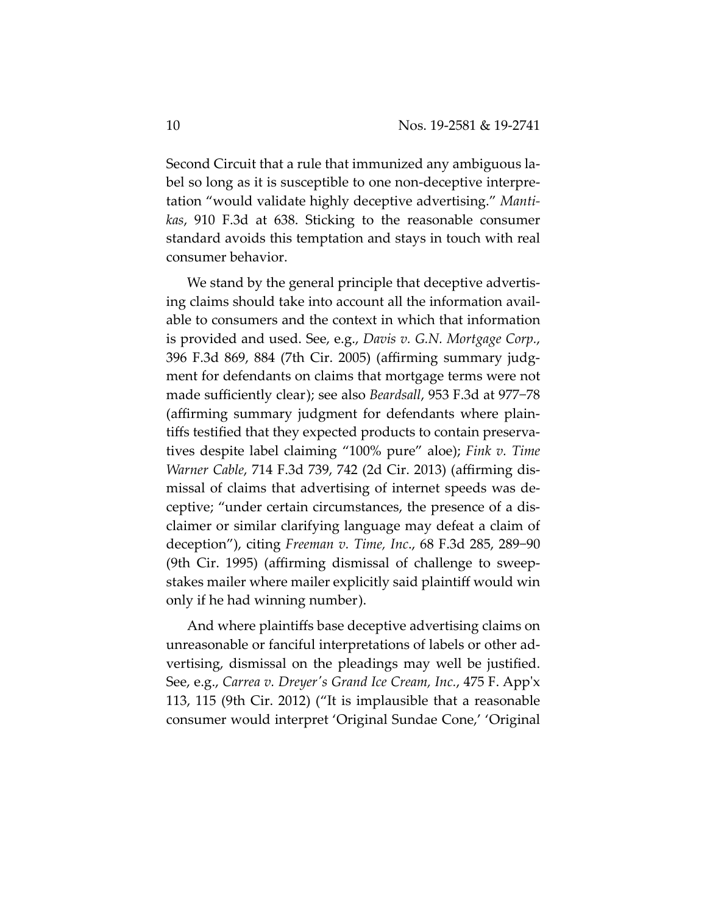Second Circuit that a rule that immunized any ambiguous label so long as it is susceptible to one non-deceptive interpretation "would validate highly deceptive advertising." *Mantikas*, 910 F.3d at 638. Sticking to the reasonable consumer standard avoids this temptation and stays in touch with real consumer behavior.

We stand by the general principle that deceptive advertising claims should take into account all the information available to consumers and the context in which that information is provided and used. See, e.g., *Davis v. G.N. Mortgage Corp.*, 396 F.3d 869, 884 (7th Cir. 2005) (affirming summary judgment for defendants on claims that mortgage terms were not made sufficiently clear); see also *Beardsall*, 953 F.3d at 977–78 (affirming summary judgment for defendants where plaintiffs testified that they expected products to contain preservatives despite label claiming "100% pure" aloe); *Fink v. Time Warner Cable*, 714 F.3d 739, 742 (2d Cir. 2013) (affirming dismissal of claims that advertising of internet speeds was deceptive; "under certain circumstances, the presence of a disclaimer or similar clarifying language may defeat a claim of deception"), citing *Freeman v. Time, Inc.*, 68 F.3d 285, 289–90 (9th Cir. 1995) (affirming dismissal of challenge to sweepstakes mailer where mailer explicitly said plaintiff would win only if he had winning number).

And where plaintiffs base deceptive advertising claims on unreasonable or fanciful interpretations of labels or other advertising, dismissal on the pleadings may well be justified. See, e.g., *Carrea v. Dreyer's Grand Ice Cream, Inc.*, 475 F. App'x 113, 115 (9th Cir. 2012) ("It is implausible that a reasonable consumer would interpret 'Original Sundae Cone,' 'Original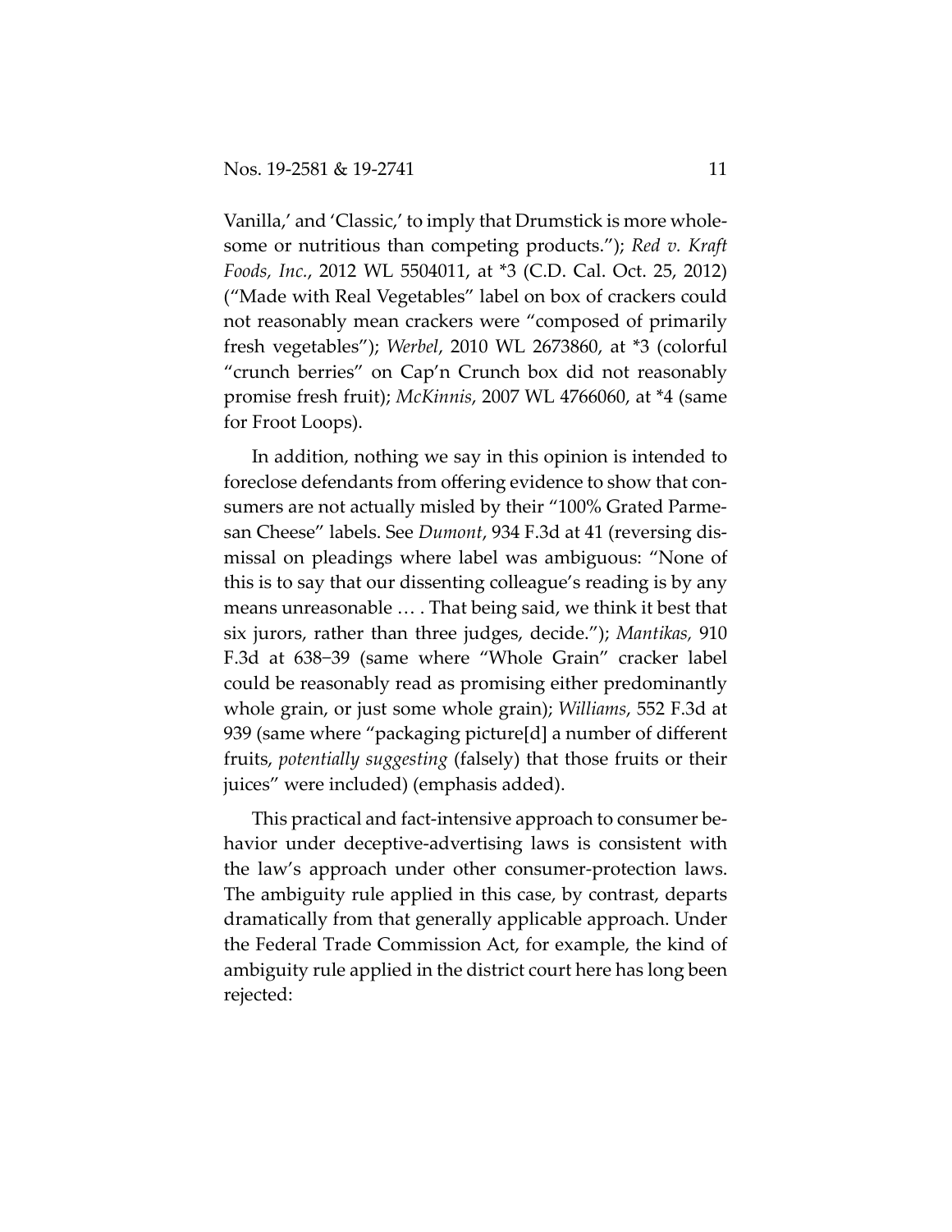Vanilla,' and 'Classic,' to imply that Drumstick is more wholesome or nutritious than competing products."); *Red v. Kraft Foods, Inc.*, 2012 WL 5504011, at *3 (C.D. Cal. Oct. 25, 2012) ("Made with Real Vegetables" label on box of crackers could not reasonably mean crackers were "composed of primarily fresh vegetables"); *Werbel*, 2010 WL 2673860, at *3 (colorful "crunch berries" on Cap'n Crunch box did not reasonably promise fresh fruit); *McKinnis*, 2007 WL 4766060, at *4 (same for Froot Loops).

In addition, nothing we say in this opinion is intended to foreclose defendants from offering evidence to show that consumers are not actually misled by their "100% Grated Parmesan Cheese" labels. See *Dumont*, 934 F.3d at 41 (reversing dismissal on pleadings where label was ambiguous: "None of this is to say that our dissenting colleague's reading is by any means unreasonable … . That being said, we think it best that six jurors, rather than three judges, decide."); *Mantikas,* 910 F.3d at 638–39 (same where "Whole Grain" cracker label could be reasonably read as promising either predominantly whole grain, or just some whole grain); *Williams*, 552 F.3d at 939 (same where "packaging picture[d] a number of different fruits, *potentially suggesting* (falsely) that those fruits or their juices" were included) (emphasis added).

This practical and fact-intensive approach to consumer behavior under deceptive-advertising laws is consistent with the law's approach under other consumer-protection laws. The ambiguity rule applied in this case, by contrast, departs dramatically from that generally applicable approach. Under the Federal Trade Commission Act, for example, the kind of ambiguity rule applied in the district court here has long been rejected: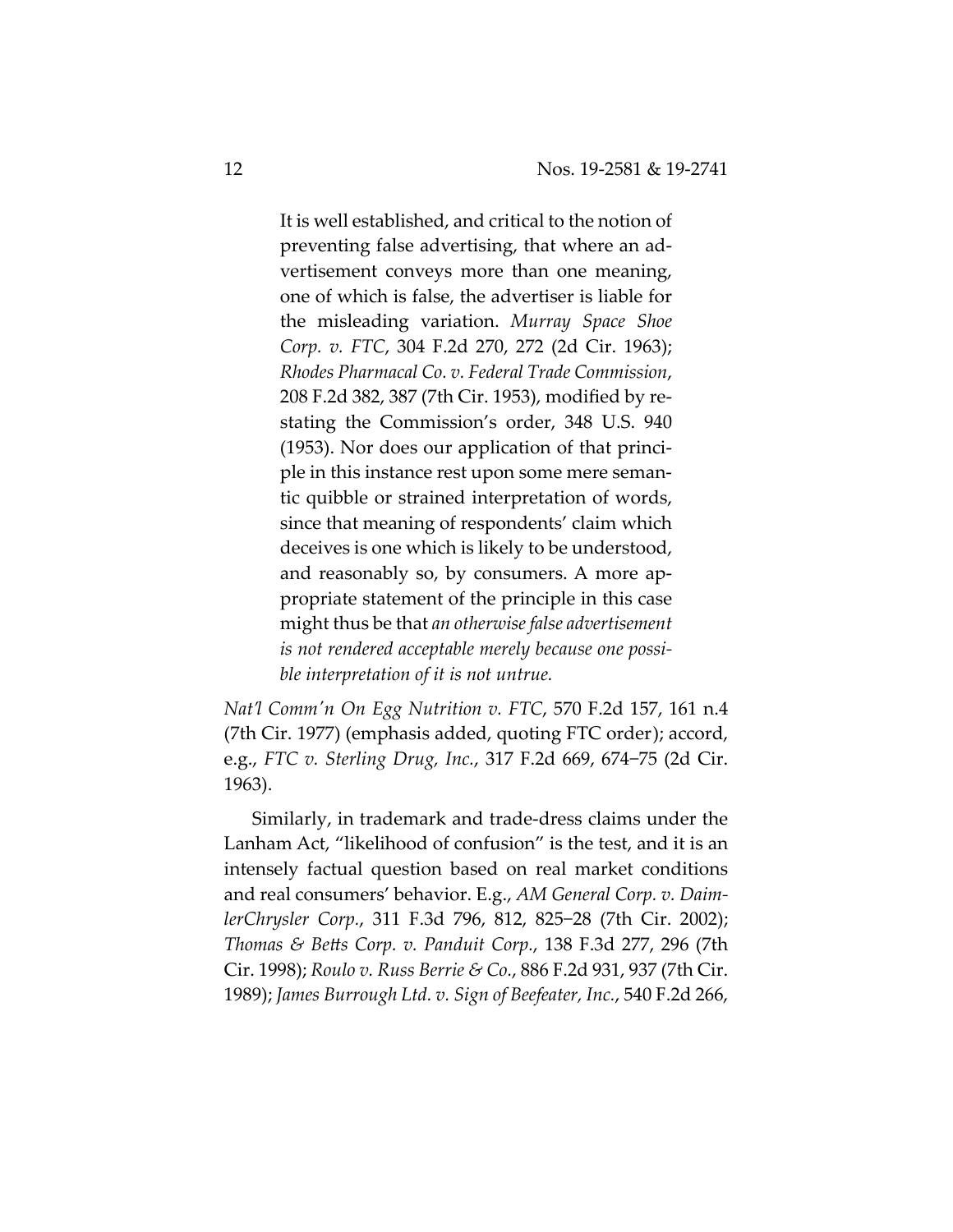> It is well established, and critical to the notion of preventing false advertising, that where an advertisement conveys more than one meaning, one of which is false, the advertiser is liable for the misleading variation. *Murray Space Shoe Corp. v. FTC*, 304 F.2d 270, 272 (2d Cir. 1963); *Rhodes Pharmacal Co. v. Federal Trade Commission*, 208 F.2d 382, 387 (7th Cir. 1953), modified by restating the Commission's order, 348 U.S. 940 (1953). Nor does our application of that principle in this instance rest upon some mere semantic quibble or strained interpretation of words, since that meaning of respondents' claim which deceives is one which is likely to be understood, and reasonably so, by consumers. A more appropriate statement of the principle in this case might thus be that *an otherwise false advertisement is not rendered acceptable merely because one possible interpretation of it is not untrue.*

*Nat'l Comm'n On Egg Nutrition v. FTC*, 570 F.2d 157, 161 n.4 (7th Cir. 1977) (emphasis added, quoting FTC order); accord, e.g., *FTC v. Sterling Drug, Inc.*, 317 F.2d 669, 674–75 (2d Cir. 1963).

Similarly, in trademark and trade-dress claims under the Lanham Act, "likelihood of confusion" is the test, and it is an intensely factual question based on real market conditions and real consumers' behavior. E.g., *AM General Corp. v. DaimlerChrysler Corp.*, 311 F.3d 796, 812, 825–28 (7th Cir. 2002); *Thomas & Betts Corp. v. Panduit Corp.*, 138 F.3d 277, 296 (7th Cir. 1998); *Roulo v. Russ Berrie & Co.*, 886 F.2d 931, 937 (7th Cir. 1989); *James Burrough Ltd. v. Sign of Beefeater, Inc.*, 540 F.2d 266,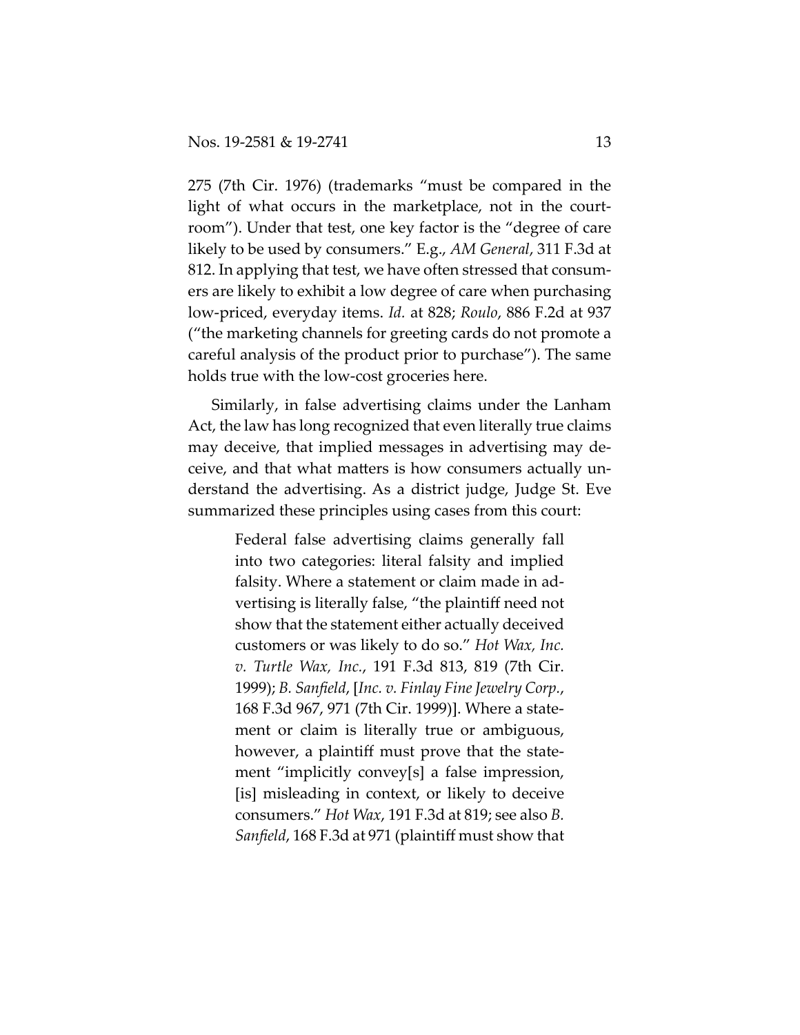275 (7th Cir. 1976) (trademarks "must be compared in the light of what occurs in the marketplace, not in the courtroom"). Under that test, one key factor is the "degree of care likely to be used by consumers." E.g., *AM General*, 311 F.3d at 812. In applying that test, we have often stressed that consumers are likely to exhibit a low degree of care when purchasing low-priced, everyday items. *Id.* at 828; *Roulo*, 886 F.2d at 937 ("the marketing channels for greeting cards do not promote a careful analysis of the product prior to purchase"). The same holds true with the low-cost groceries here.

Similarly, in false advertising claims under the Lanham Act, the law has long recognized that even literally true claims may deceive, that implied messages in advertising may deceive, and that what matters is how consumers actually understand the advertising. As a district judge, Judge St. Eve summarized these principles using cases from this court:

> Federal false advertising claims generally fall into two categories: literal falsity and implied falsity. Where a statement or claim made in advertising is literally false, "the plaintiff need not show that the statement either actually deceived customers or was likely to do so." *Hot Wax, Inc. v. Turtle Wax, Inc.*, 191 F.3d 813, 819 (7th Cir. 1999); *B. Sanfield*, [*Inc. v. Finlay Fine Jewelry Corp.*, 168 F.3d 967, 971 (7th Cir. 1999)]. Where a statement or claim is literally true or ambiguous, however, a plaintiff must prove that the statement "implicitly convey[s] a false impression, [is] misleading in context, or likely to deceive consumers." *Hot Wax*, 191 F.3d at 819; see also *B. Sanfield*, 168 F.3d at 971 (plaintiff must show that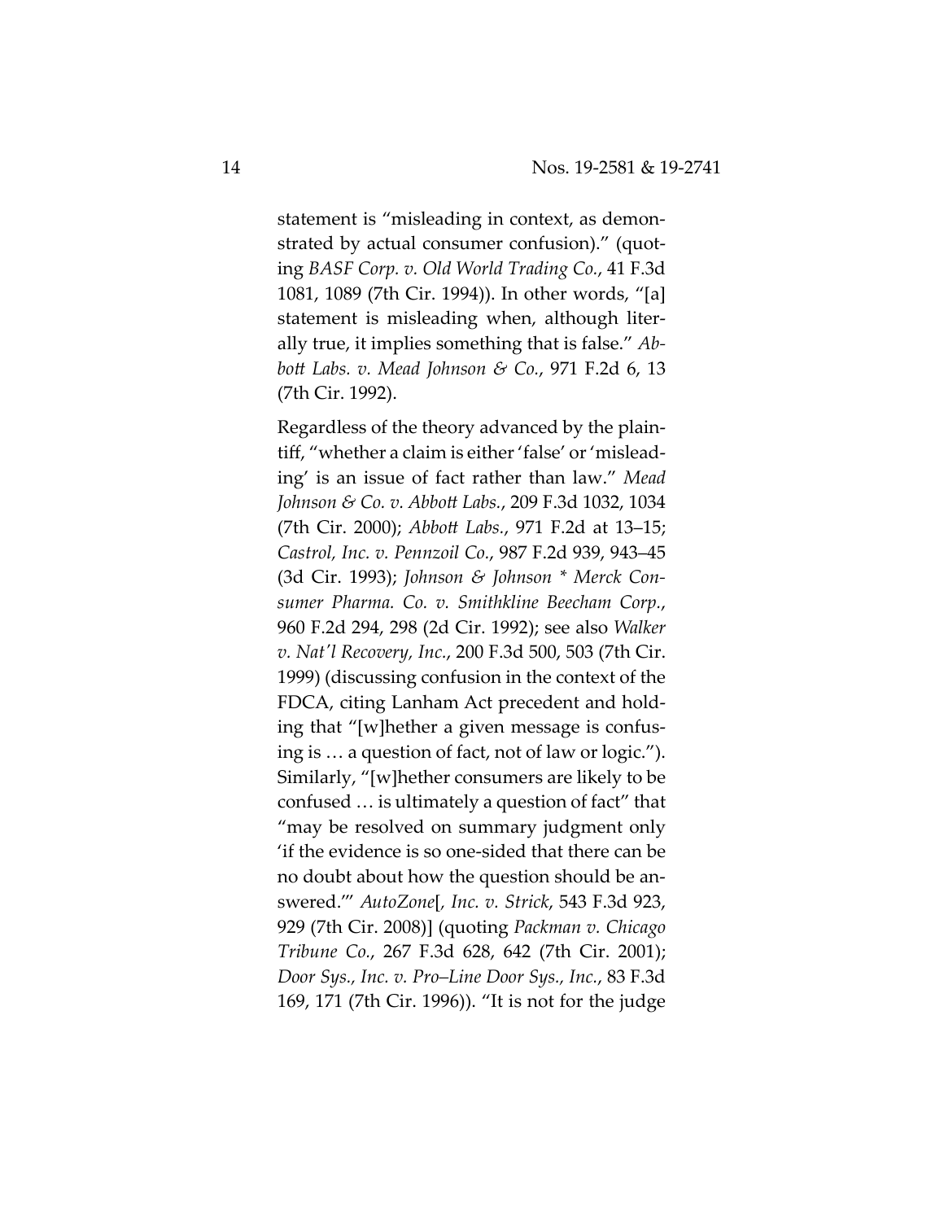statement is "misleading in context, as demonstrated by actual consumer confusion)." (quoting *BASF Corp. v. Old World Trading Co.*, 41 F.3d 1081, 1089 (7th Cir. 1994)). In other words, "[a] statement is misleading when, although literally true, it implies something that is false." *Abbott Labs. v. Mead Johnson & Co.*, 971 F.2d 6, 13 (7th Cir. 1992).

Regardless of the theory advanced by the plaintiff, "whether a claim is either 'false' or 'misleading' is an issue of fact rather than law." *Mead Johnson & Co. v. Abbott Labs.*, 209 F.3d 1032, 1034 (7th Cir. 2000); *Abbott Labs.*, 971 F.2d at 13–15; *Castrol, Inc. v. Pennzoil Co.*, 987 F.2d 939, 943–45 (3d Cir. 1993); *Johnson & Johnson * Merck Consumer Pharma. Co. v. Smithkline Beecham Corp.*, 960 F.2d 294, 298 (2d Cir. 1992); see also *Walker v. Nat'l Recovery, Inc.*, 200 F.3d 500, 503 (7th Cir. 1999) (discussing confusion in the context of the FDCA, citing Lanham Act precedent and holding that "[w]hether a given message is confusing is … a question of fact, not of law or logic."). Similarly, "[w]hether consumers are likely to be confused … is ultimately a question of fact" that "may be resolved on summary judgment only 'if the evidence is so one-sided that there can be no doubt about how the question should be answered.'" *AutoZone*[*, Inc. v. Strick*, 543 F.3d 923, 929 (7th Cir. 2008)] (quoting *Packman v. Chicago Tribune Co.*, 267 F.3d 628, 642 (7th Cir. 2001); *Door Sys., Inc. v. Pro–Line Door Sys., Inc.*, 83 F.3d 169, 171 (7th Cir. 1996)). "It is not for the judge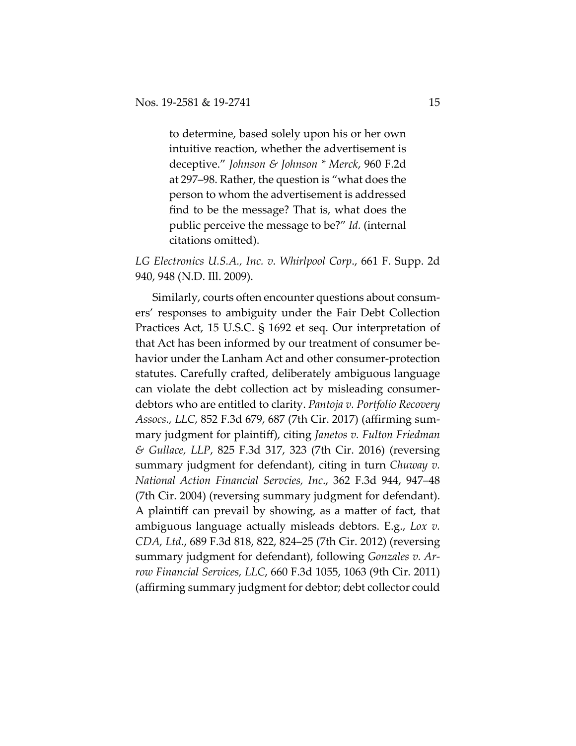> to determine, based solely upon his or her own intuitive reaction, whether the advertisement is deceptive." *Johnson & Johnson * Merck*, 960 F.2d at 297–98. Rather, the question is "what does the person to whom the advertisement is addressed find to be the message? That is, what does the public perceive the message to be?" *Id.* (internal citations omitted).

*LG Electronics U.S.A., Inc. v. Whirlpool Corp.*, 661 F. Supp. 2d 940, 948 (N.D. Ill. 2009).

Similarly, courts often encounter questions about consumers' responses to ambiguity under the Fair Debt Collection Practices Act, 15 U.S.C. § 1692 et seq. Our interpretation of that Act has been informed by our treatment of consumer behavior under the Lanham Act and other consumer-protection statutes. Carefully crafted, deliberately ambiguous language can violate the debt collection act by misleading consumer-debtors who are entitled to clarity. *Pantoja v. Portfolio Recovery Assocs., LLC*, 852 F.3d 679, 687 (7th Cir. 2017) (affirming summary judgment for plaintiff), citing *Janetos v. Fulton Friedman & Gullace, LLP*, 825 F.3d 317, 323 (7th Cir. 2016) (reversing summary judgment for defendant), citing in turn *Chuway v. National Action Financial Servcies, Inc.*, 362 F.3d 944, 947–48 (7th Cir. 2004) (reversing summary judgment for defendant). A plaintiff can prevail by showing, as a matter of fact, that ambiguous language actually misleads debtors. E.g., *Lox v. CDA, Ltd.*, 689 F.3d 818, 822, 824–25 (7th Cir. 2012) (reversing summary judgment for defendant), following *Gonzales v. Arrow Financial Services, LLC*, 660 F.3d 1055, 1063 (9th Cir. 2011) (affirming summary judgment for debtor; debt collector could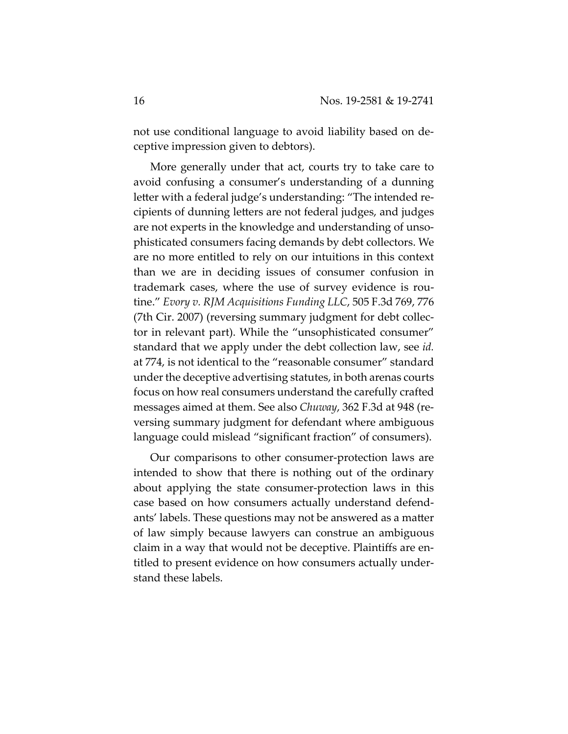not use conditional language to avoid liability based on deceptive impression given to debtors).

More generally under that act, courts try to take care to avoid confusing a consumer's understanding of a dunning letter with a federal judge's understanding: "The intended recipients of dunning letters are not federal judges, and judges are not experts in the knowledge and understanding of unsophisticated consumers facing demands by debt collectors. We are no more entitled to rely on our intuitions in this context than we are in deciding issues of consumer confusion in trademark cases, where the use of survey evidence is routine." *Evory v. RJM Acquisitions Funding LLC*, 505 F.3d 769, 776 (7th Cir. 2007) (reversing summary judgment for debt collector in relevant part). While the "unsophisticated consumer" standard that we apply under the debt collection law, see *id.* at 774, is not identical to the "reasonable consumer" standard under the deceptive advertising statutes, in both arenas courts focus on how real consumers understand the carefully crafted messages aimed at them. See also *Chuway*, 362 F.3d at 948 (reversing summary judgment for defendant where ambiguous language could mislead "significant fraction" of consumers).

Our comparisons to other consumer-protection laws are intended to show that there is nothing out of the ordinary about applying the state consumer-protection laws in this case based on how consumers actually understand defendants' labels. These questions may not be answered as a matter of law simply because lawyers can construe an ambiguous claim in a way that would not be deceptive. Plaintiffs are entitled to present evidence on how consumers actually understand these labels.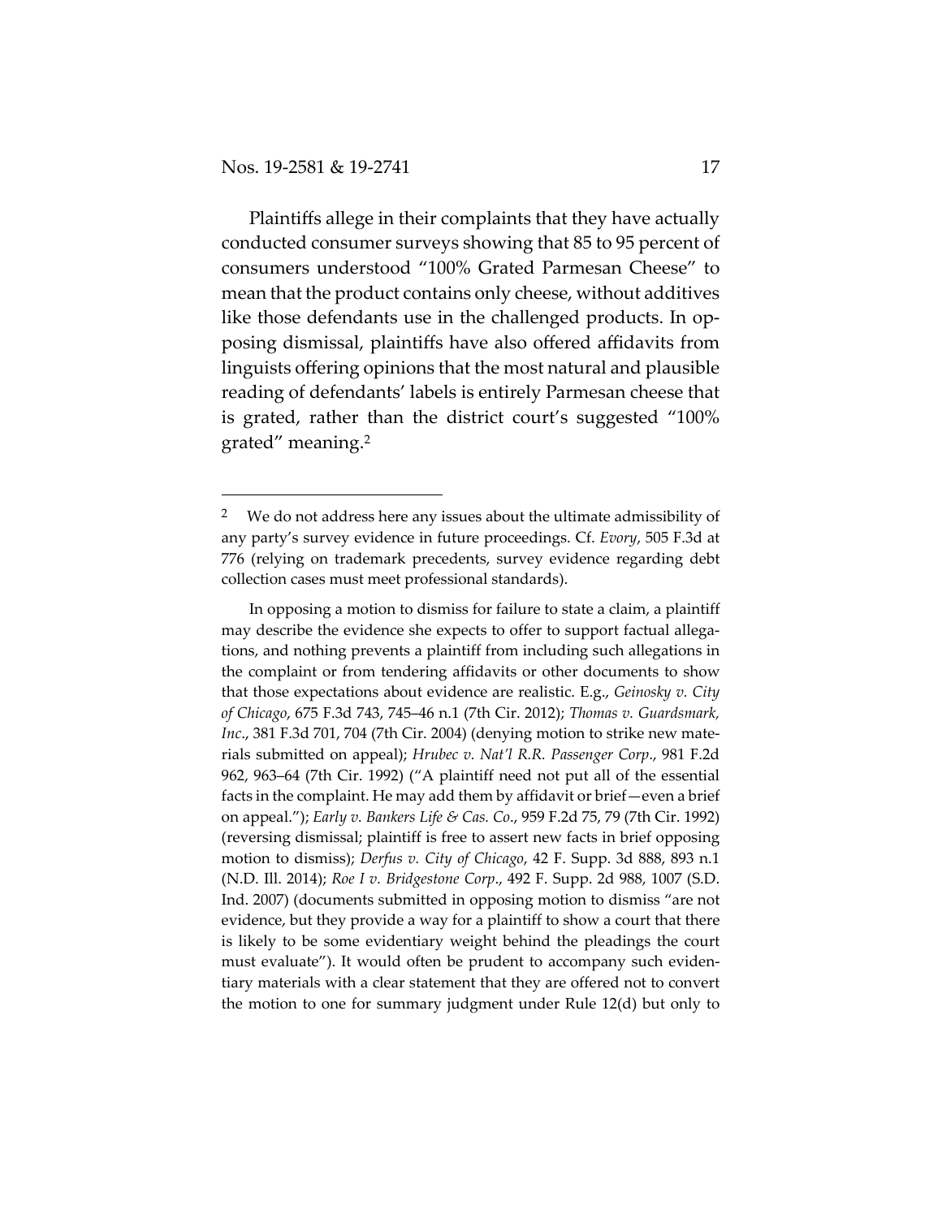Plaintiffs allege in their complaints that they have actually conducted consumer surveys showing that 85 to 95 percent of consumers understood "100% Grated Parmesan Cheese" to mean that the product contains only cheese, without additives like those defendants use in the challenged products. In opposing dismissal, plaintiffs have also offered affidavits from linguists offering opinions that the most natural and plausible reading of defendants' labels is entirely Parmesan cheese that is grated, rather than the district court's suggested "100% grated" meaning.[2]

---

[2] We do not address here any issues about the ultimate admissibility of any party's survey evidence in future proceedings. Cf. *Evory*, 505 F.3d at 776 (relying on trademark precedents, survey evidence regarding debt collection cases must meet professional standards).

In opposing a motion to dismiss for failure to state a claim, a plaintiff may describe the evidence she expects to offer to support factual allegations, and nothing prevents a plaintiff from including such allegations in the complaint or from tendering affidavits or other documents to show that those expectations about evidence are realistic. E.g., *Geinosky v. City of Chicago*, 675 F.3d 743, 745–46 n.1 (7th Cir. 2012); *Thomas v. Guardsmark, Inc.*, 381 F.3d 701, 704 (7th Cir. 2004) (denying motion to strike new materials submitted on appeal); *Hrubec v. Nat'l R.R. Passenger Corp.*, 981 F.2d 962, 963–64 (7th Cir. 1992) ("A plaintiff need not put all of the essential facts in the complaint. He may add them by affidavit or brief—even a brief on appeal."); *Early v. Bankers Life & Cas. Co.*, 959 F.2d 75, 79 (7th Cir. 1992) (reversing dismissal; plaintiff is free to assert new facts in brief opposing motion to dismiss); *Derfus v. City of Chicago*, 42 F. Supp. 3d 888, 893 n.1 (N.D. Ill. 2014); *Roe I v. Bridgestone Corp.*, 492 F. Supp. 2d 988, 1007 (S.D. Ind. 2007) (documents submitted in opposing motion to dismiss "are not evidence, but they provide a way for a plaintiff to show a court that there is likely to be some evidentiary weight behind the pleadings the court must evaluate"). It would often be prudent to accompany such evidentiary materials with a clear statement that they are offered not to convert the motion to one for summary judgment under Rule 12(d) but only to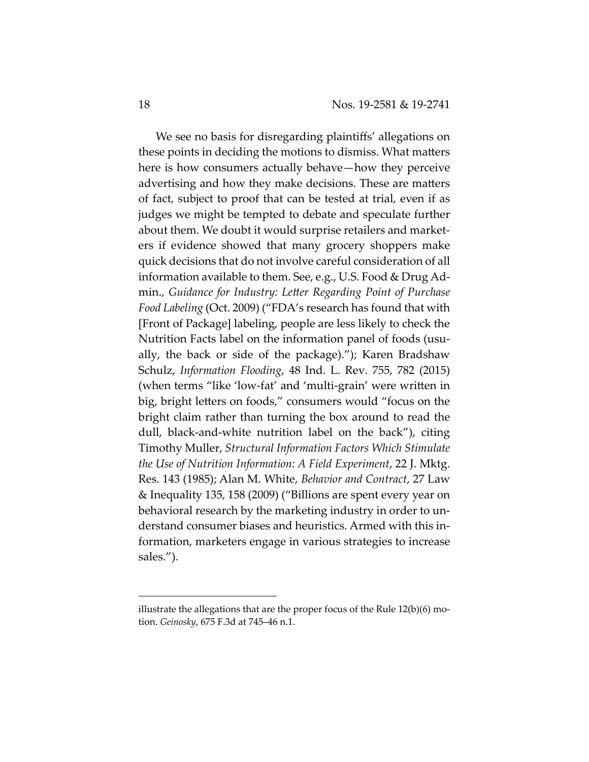We see no basis for disregarding plaintiffs' allegations on these points in deciding the motions to dismiss. What matters here is how consumers actually behave—how they perceive advertising and how they make decisions. These are matters of fact, subject to proof that can be tested at trial, even if as judges we might be tempted to debate and speculate further about them. We doubt it would surprise retailers and marketers if evidence showed that many grocery shoppers make quick decisions that do not involve careful consideration of all information available to them. See, e.g., U.S. Food & Drug Admin., *Guidance for Industry: Letter Regarding Point of Purchase Food Labeling* (Oct. 2009) ("FDA's research has found that with [Front of Package] labeling, people are less likely to check the Nutrition Facts label on the information panel of foods (usually, the back or side of the package)."); Karen Bradshaw Schulz, *Information Flooding*, 48 Ind. L. Rev. 755, 782 (2015) (when terms "like 'low-fat' and 'multi-grain' were written in big, bright letters on foods," consumers would "focus on the bright claim rather than turning the box around to read the dull, black-and-white nutrition label on the back"), citing Timothy Muller, *Structural Information Factors Which Stimulate the Use of Nutrition Information: A Field Experiment*, 22 J. Mktg. Res. 143 (1985); Alan M. White, *Behavior and Contract*, 27 Law & Inequality 135, 158 (2009) ("Billions are spent every year on behavioral research by the marketing industry in order to understand consumer biases and heuristics. Armed with this information, marketers engage in various strategies to increase sales.").

---

illustrate the allegations that are the proper focus of the Rule 12(b)(6) motion. *Geinosky*, 675 F.3d at 745–46 n.1.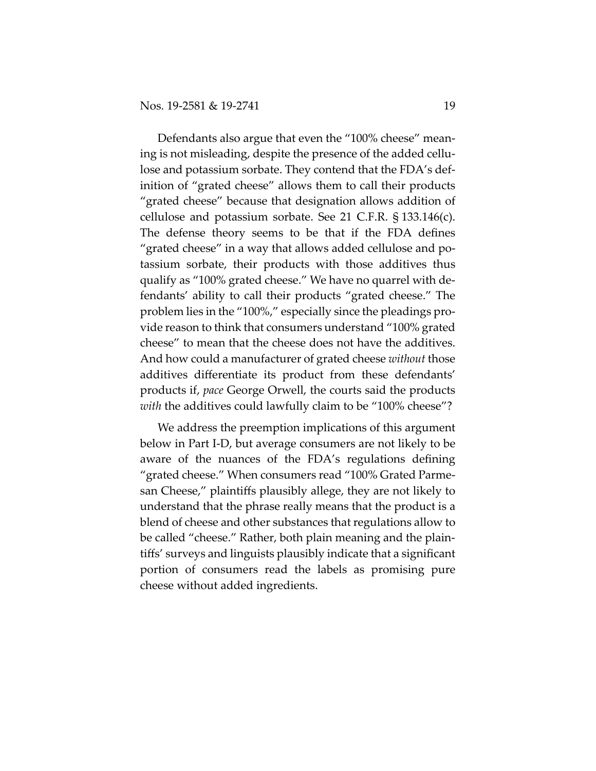Defendants also argue that even the "100% cheese" meaning is not misleading, despite the presence of the added cellulose and potassium sorbate. They contend that the FDA's definition of "grated cheese" allows them to call their products "grated cheese" because that designation allows addition of cellulose and potassium sorbate. See 21 C.F.R. § 133.146(c). The defense theory seems to be that if the FDA defines "grated cheese" in a way that allows added cellulose and potassium sorbate, their products with those additives thus qualify as "100% grated cheese." We have no quarrel with defendants' ability to call their products "grated cheese." The problem lies in the "100%," especially since the pleadings provide reason to think that consumers understand "100% grated cheese" to mean that the cheese does not have the additives. And how could a manufacturer of grated cheese *without* those additives differentiate its product from these defendants' products if, *pace* George Orwell, the courts said the products *with* the additives could lawfully claim to be "100% cheese"?

We address the preemption implications of this argument below in Part I-D, but average consumers are not likely to be aware of the nuances of the FDA's regulations defining "grated cheese." When consumers read "100% Grated Parmesan Cheese," plaintiffs plausibly allege, they are not likely to understand that the phrase really means that the product is a blend of cheese and other substances that regulations allow to be called "cheese." Rather, both plain meaning and the plaintiffs' surveys and linguists plausibly indicate that a significant portion of consumers read the labels as promising pure cheese without added ingredients.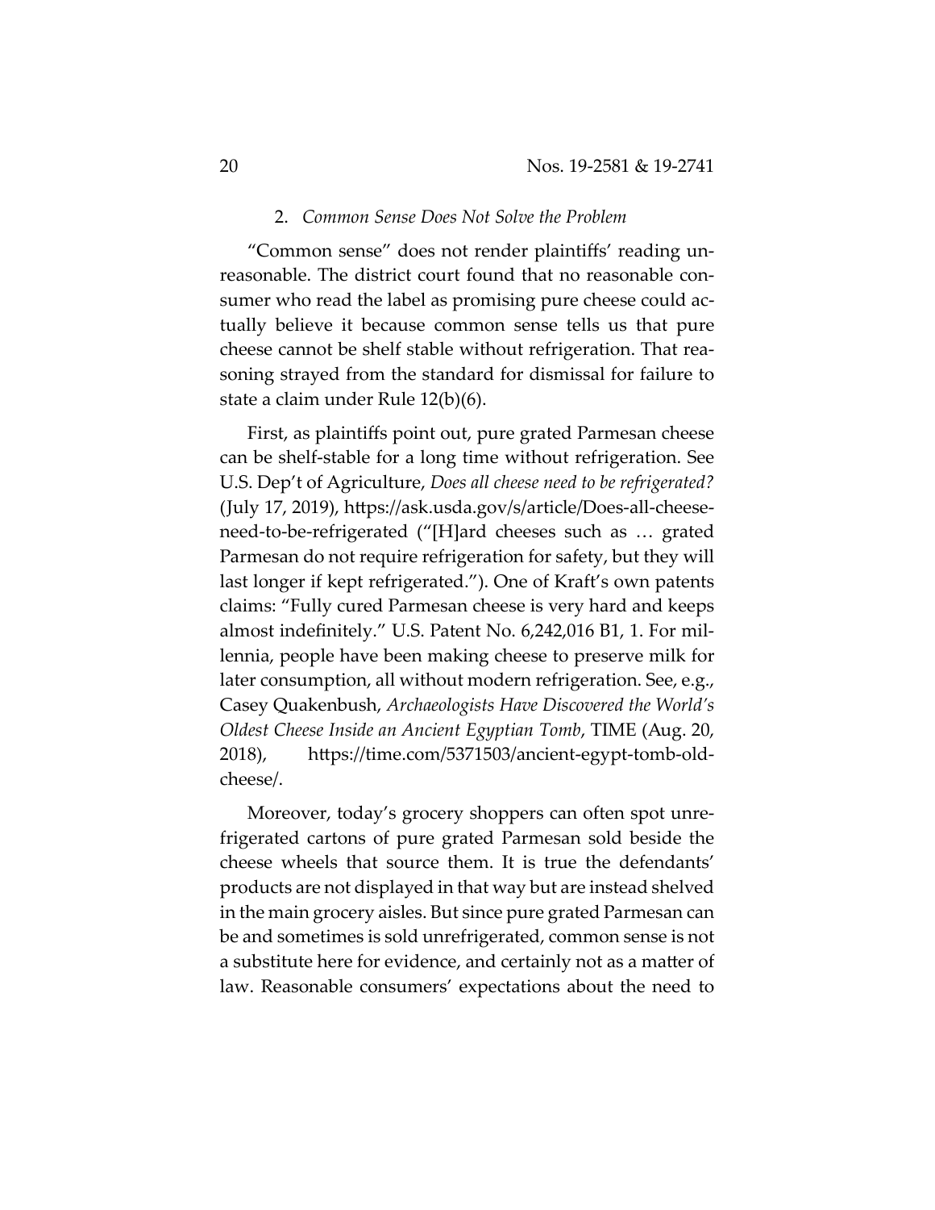### 2. *Common Sense Does Not Solve the Problem*

"Common sense" does not render plaintiffs' reading unreasonable. The district court found that no reasonable consumer who read the label as promising pure cheese could actually believe it because common sense tells us that pure cheese cannot be shelf stable without refrigeration. That reasoning strayed from the standard for dismissal for failure to state a claim under Rule 12(b)(6).

First, as plaintiffs point out, pure grated Parmesan cheese can be shelf-stable for a long time without refrigeration. See U.S. Dep't of Agriculture, *Does all cheese need to be refrigerated?* (July 17, 2019), https://ask.usda.gov/s/article/Does-all-cheese-need-to-be-refrigerated ("[H]ard cheeses such as … grated Parmesan do not require refrigeration for safety, but they will last longer if kept refrigerated."). One of Kraft's own patents claims: "Fully cured Parmesan cheese is very hard and keeps almost indefinitely." U.S. Patent No. 6,242,016 B1, 1. For millennia, people have been making cheese to preserve milk for later consumption, all without modern refrigeration. See, e.g., Casey Quakenbush, *Archaeologists Have Discovered the World's Oldest Cheese Inside an Ancient Egyptian Tomb*, TIME (Aug. 20, 2018), https://time.com/5371503/ancient-egypt-tomb-old-cheese/.

Moreover, today's grocery shoppers can often spot unrefrigerated cartons of pure grated Parmesan sold beside the cheese wheels that source them. It is true the defendants' products are not displayed in that way but are instead shelved in the main grocery aisles. But since pure grated Parmesan can be and sometimes is sold unrefrigerated, common sense is not a substitute here for evidence, and certainly not as a matter of law. Reasonable consumers' expectations about the need to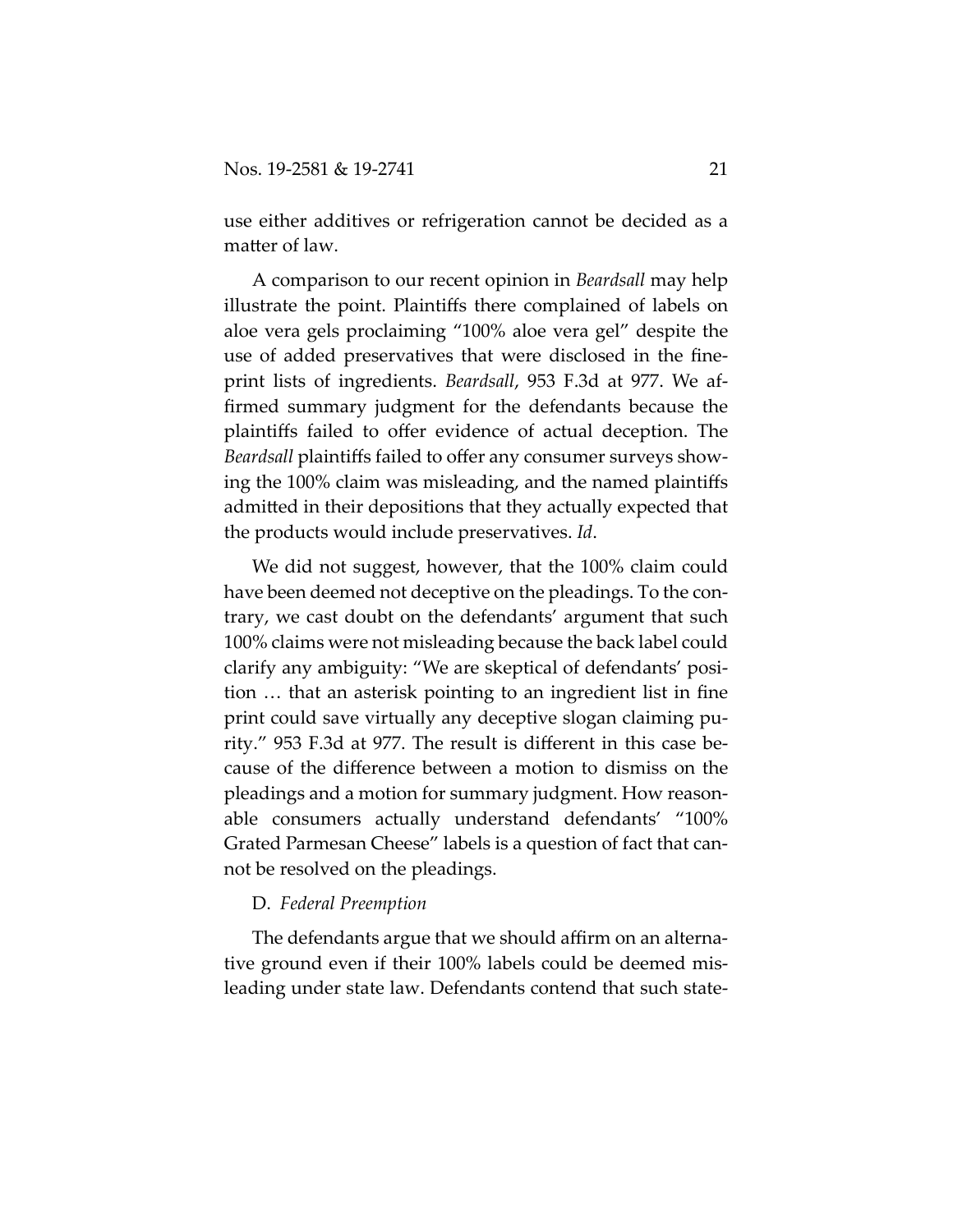use either additives or refrigeration cannot be decided as a matter of law.

A comparison to our recent opinion in *Beardsall* may help illustrate the point. Plaintiffs there complained of labels on aloe vera gels proclaiming "100% aloe vera gel" despite the use of added preservatives that were disclosed in the fine-print lists of ingredients. *Beardsall*, 953 F.3d at 977. We affirmed summary judgment for the defendants because the plaintiffs failed to offer evidence of actual deception. The *Beardsall* plaintiffs failed to offer any consumer surveys showing the 100% claim was misleading, and the named plaintiffs admitted in their depositions that they actually expected that the products would include preservatives. *Id*.

We did not suggest, however, that the 100% claim could have been deemed not deceptive on the pleadings. To the contrary, we cast doubt on the defendants' argument that such 100% claims were not misleading because the back label could clarify any ambiguity: "We are skeptical of defendants' position … that an asterisk pointing to an ingredient list in fine print could save virtually any deceptive slogan claiming purity." 953 F.3d at 977. The result is different in this case because of the difference between a motion to dismiss on the pleadings and a motion for summary judgment. How reasonable consumers actually understand defendants' "100% Grated Parmesan Cheese" labels is a question of fact that cannot be resolved on the pleadings.

D. *Federal Preemption*

The defendants argue that we should affirm on an alternative ground even if their 100% labels could be deemed misleading under state law. Defendants contend that such state-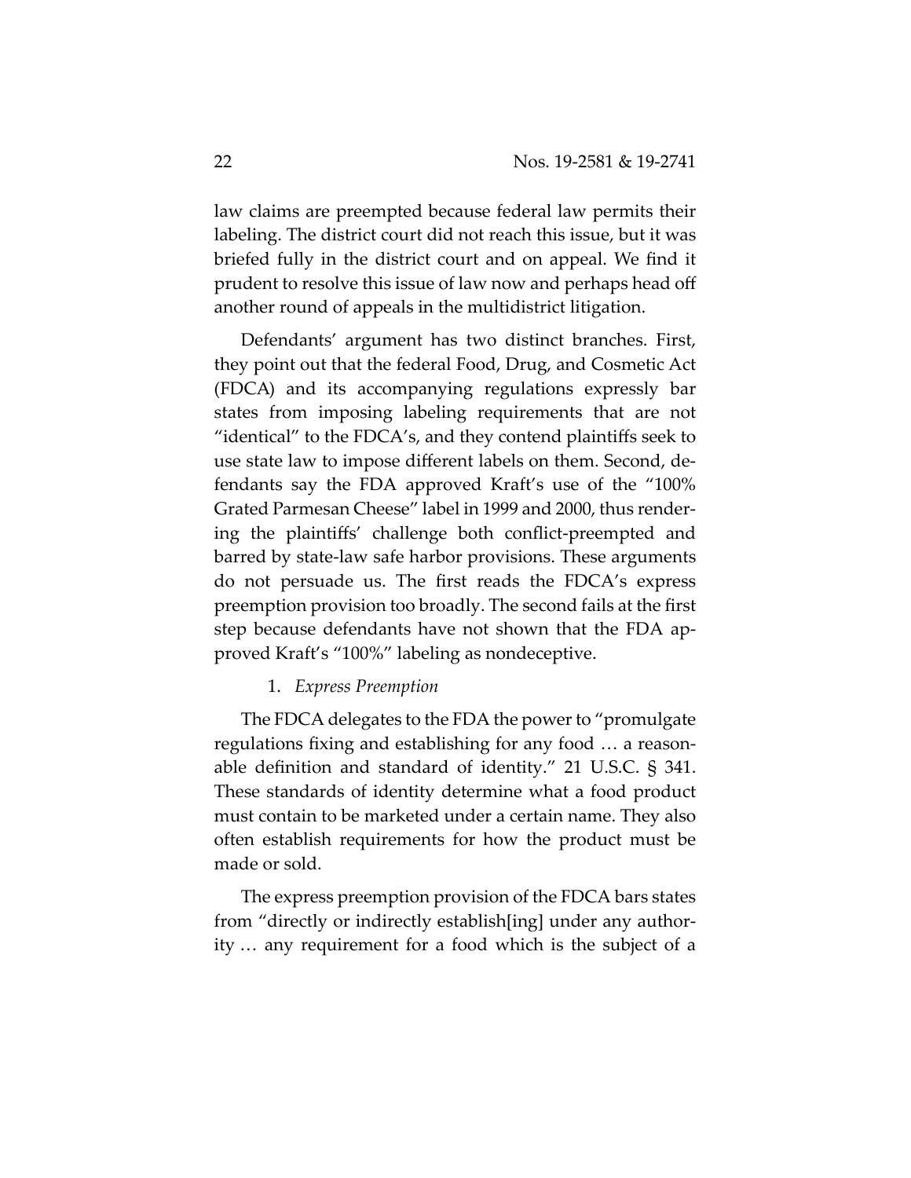law claims are preempted because federal law permits their labeling. The district court did not reach this issue, but it was briefed fully in the district court and on appeal. We find it prudent to resolve this issue of law now and perhaps head off another round of appeals in the multidistrict litigation.

Defendants' argument has two distinct branches. First, they point out that the federal Food, Drug, and Cosmetic Act (FDCA) and its accompanying regulations expressly bar states from imposing labeling requirements that are not "identical" to the FDCA's, and they contend plaintiffs seek to use state law to impose different labels on them. Second, defendants say the FDA approved Kraft's use of the "100% Grated Parmesan Cheese" label in 1999 and 2000, thus rendering the plaintiffs' challenge both conflict-preempted and barred by state-law safe harbor provisions. These arguments do not persuade us. The first reads the FDCA's express preemption provision too broadly. The second fails at the first step because defendants have not shown that the FDA approved Kraft's "100%" labeling as nondeceptive.

1. *Express Preemption*

The FDCA delegates to the FDA the power to "promulgate regulations fixing and establishing for any food … a reasonable definition and standard of identity." 21 U.S.C. § 341. These standards of identity determine what a food product must contain to be marketed under a certain name. They also often establish requirements for how the product must be made or sold.

The express preemption provision of the FDCA bars states from "directly or indirectly establish[ing] under any authority … any requirement for a food which is the subject of a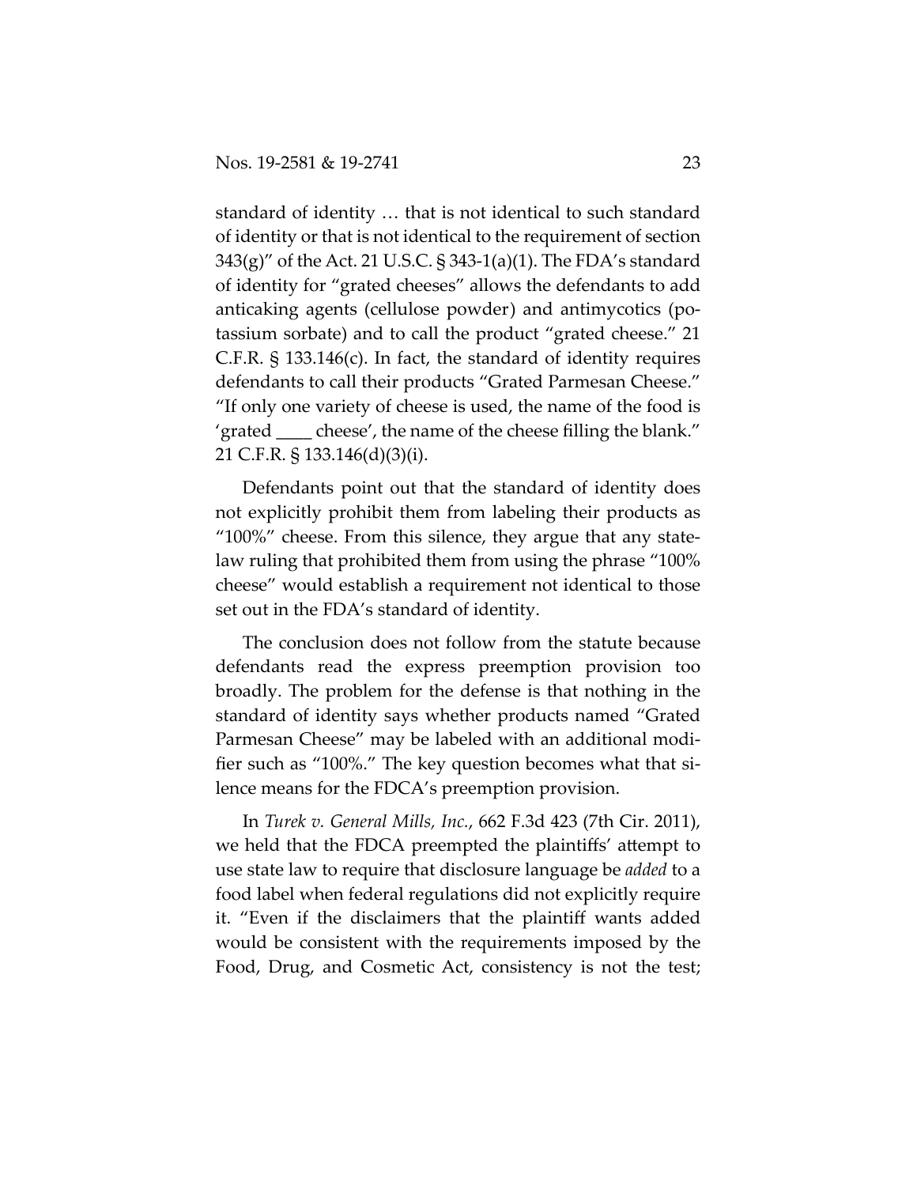standard of identity … that is not identical to such standard of identity or that is not identical to the requirement of section 343(g)" of the Act. 21 U.S.C. § 343-1(a)(1). The FDA's standard of identity for "grated cheeses" allows the defendants to add anticaking agents (cellulose powder) and antimycotics (potassium sorbate) and to call the product "grated cheese." 21 C.F.R. § 133.146(c). In fact, the standard of identity requires defendants to call their products "Grated Parmesan Cheese." "If only one variety of cheese is used, the name of the food is 'grated ____ cheese', the name of the cheese filling the blank." 21 C.F.R. § 133.146(d)(3)(i).

Defendants point out that the standard of identity does not explicitly prohibit them from labeling their products as "100%" cheese. From this silence, they argue that any state-law ruling that prohibited them from using the phrase "100% cheese" would establish a requirement not identical to those set out in the FDA's standard of identity.

The conclusion does not follow from the statute because defendants read the express preemption provision too broadly. The problem for the defense is that nothing in the standard of identity says whether products named "Grated Parmesan Cheese" may be labeled with an additional modifier such as "100%." The key question becomes what that silence means for the FDCA's preemption provision.

In *Turek v. General Mills, Inc.*, 662 F.3d 423 (7th Cir. 2011), we held that the FDCA preempted the plaintiffs' attempt to use state law to require that disclosure language be *added* to a food label when federal regulations did not explicitly require it. "Even if the disclaimers that the plaintiff wants added would be consistent with the requirements imposed by the Food, Drug, and Cosmetic Act, consistency is not the test;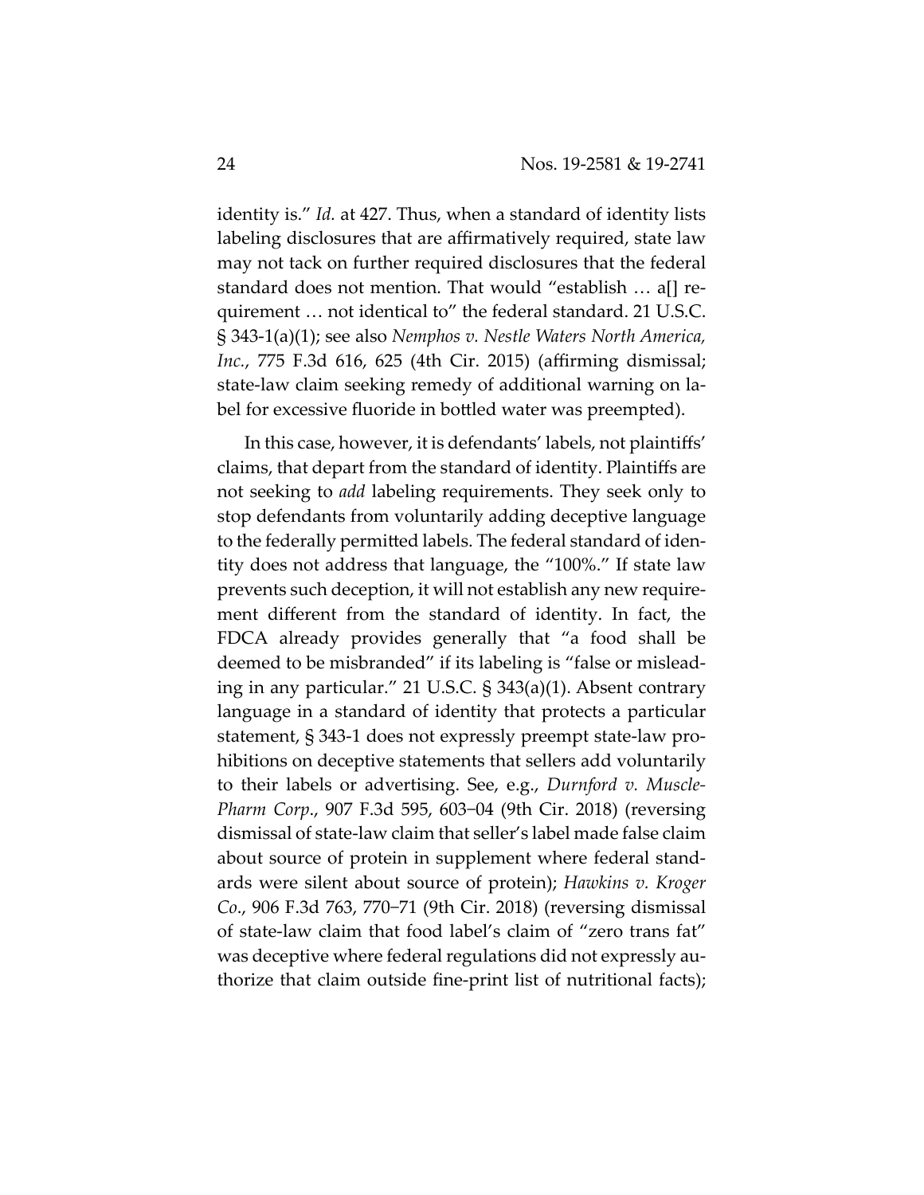identity is." *Id.* at 427. Thus, when a standard of identity lists labeling disclosures that are affirmatively required, state law may not tack on further required disclosures that the federal standard does not mention. That would "establish … a[] requirement … not identical to" the federal standard. 21 U.S.C. § 343-1(a)(1); see also *Nemphos v. Nestle Waters North America, Inc.*, 775 F.3d 616, 625 (4th Cir. 2015) (affirming dismissal; state-law claim seeking remedy of additional warning on label for excessive fluoride in bottled water was preempted).

In this case, however, it is defendants' labels, not plaintiffs' claims, that depart from the standard of identity. Plaintiffs are not seeking to *add* labeling requirements. They seek only to stop defendants from voluntarily adding deceptive language to the federally permitted labels. The federal standard of identity does not address that language, the "100%." If state law prevents such deception, it will not establish any new requirement different from the standard of identity. In fact, the FDCA already provides generally that "a food shall be deemed to be misbranded" if its labeling is "false or misleading in any particular." 21 U.S.C. § 343(a)(1). Absent contrary language in a standard of identity that protects a particular statement, § 343-1 does not expressly preempt state-law prohibitions on deceptive statements that sellers add voluntarily to their labels or advertising. See, e.g., *Durnford v. MusclePharm Corp.*, 907 F.3d 595, 603–04 (9th Cir. 2018) (reversing dismissal of state-law claim that seller's label made false claim about source of protein in supplement where federal standards were silent about source of protein); *Hawkins v. Kroger Co.*, 906 F.3d 763, 770–71 (9th Cir. 2018) (reversing dismissal of state-law claim that food label's claim of "zero trans fat" was deceptive where federal regulations did not expressly authorize that claim outside fine-print list of nutritional facts);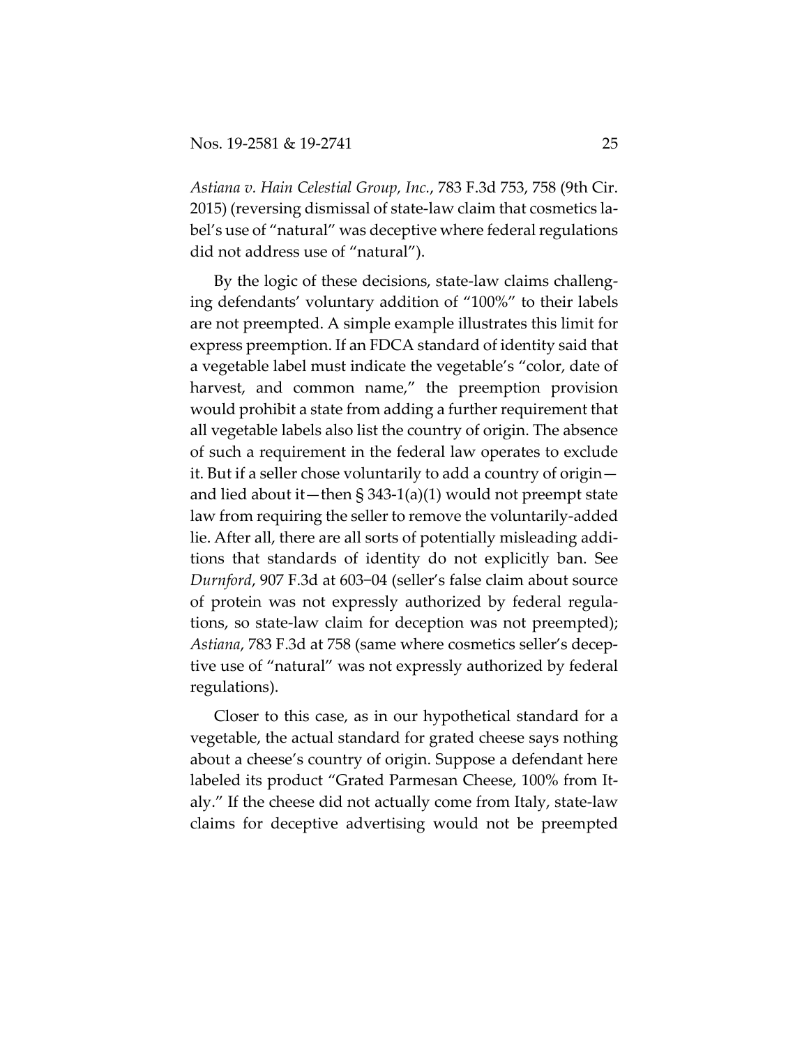*Astiana v. Hain Celestial Group, Inc.*, 783 F.3d 753, 758 (9th Cir. 2015) (reversing dismissal of state-law claim that cosmetics label's use of "natural" was deceptive where federal regulations did not address use of "natural").

By the logic of these decisions, state-law claims challenging defendants' voluntary addition of "100%" to their labels are not preempted. A simple example illustrates this limit for express preemption. If an FDCA standard of identity said that a vegetable label must indicate the vegetable's "color, date of harvest, and common name," the preemption provision would prohibit a state from adding a further requirement that all vegetable labels also list the country of origin. The absence of such a requirement in the federal law operates to exclude it. But if a seller chose voluntarily to add a country of origin—and lied about it—then § 343-1(a)(1) would not preempt state law from requiring the seller to remove the voluntarily-added lie. After all, there are all sorts of potentially misleading additions that standards of identity do not explicitly ban. See *Durnford*, 907 F.3d at 603–04 (seller's false claim about source of protein was not expressly authorized by federal regulations, so state-law claim for deception was not preempted); *Astiana*, 783 F.3d at 758 (same where cosmetics seller's deceptive use of "natural" was not expressly authorized by federal regulations).

Closer to this case, as in our hypothetical standard for a vegetable, the actual standard for grated cheese says nothing about a cheese's country of origin. Suppose a defendant here labeled its product "Grated Parmesan Cheese, 100% from Italy." If the cheese did not actually come from Italy, state-law claims for deceptive advertising would not be preempted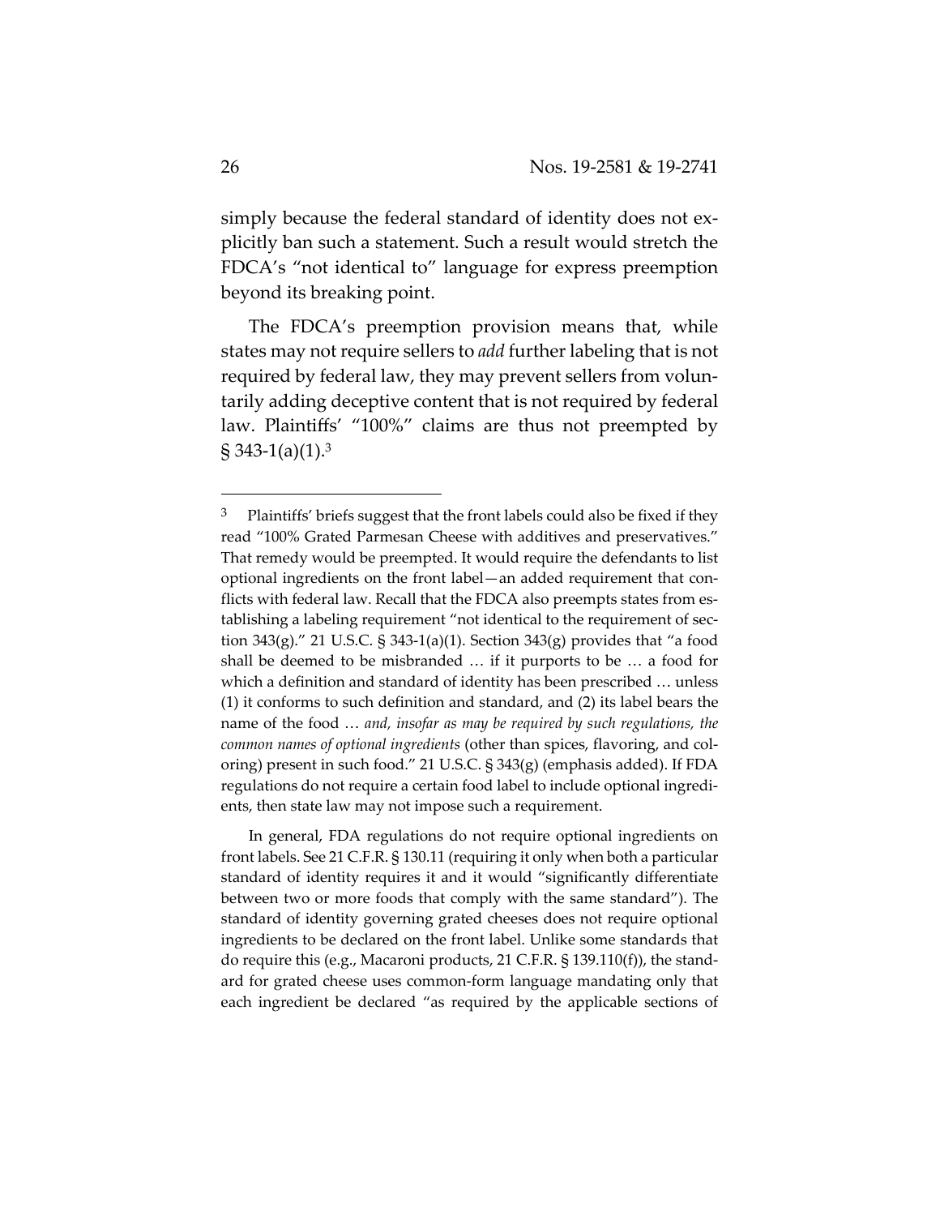simply because the federal standard of identity does not explicitly ban such a statement. Such a result would stretch the FDCA's "not identical to" language for express preemption beyond its breaking point.

The FDCA's preemption provision means that, while states may not require sellers to *add* further labeling that is not required by federal law, they may prevent sellers from voluntarily adding deceptive content that is not required by federal law. Plaintiffs' "100%" claims are thus not preempted by § 343-1(a)(1).[3]

---

[3] Plaintiffs' briefs suggest that the front labels could also be fixed if they read "100% Grated Parmesan Cheese with additives and preservatives." That remedy would be preempted. It would require the defendants to list optional ingredients on the front label—an added requirement that conflicts with federal law. Recall that the FDCA also preempts states from establishing a labeling requirement "not identical to the requirement of section 343(g)." 21 U.S.C. § 343-1(a)(1). Section 343(g) provides that "a food shall be deemed to be misbranded … if it purports to be … a food for which a definition and standard of identity has been prescribed … unless (1) it conforms to such definition and standard, and (2) its label bears the name of the food … *and, insofar as may be required by such regulations, the common names of optional ingredients* (other than spices, flavoring, and coloring) present in such food." 21 U.S.C. § 343(g) (emphasis added). If FDA regulations do not require a certain food label to include optional ingredients, then state law may not impose such a requirement.

In general, FDA regulations do not require optional ingredients on front labels. See 21 C.F.R. § 130.11 (requiring it only when both a particular standard of identity requires it and it would "significantly differentiate between two or more foods that comply with the same standard"). The standard of identity governing grated cheeses does not require optional ingredients to be declared on the front label. Unlike some standards that do require this (e.g., Macaroni products, 21 C.F.R. § 139.110(f)), the standard for grated cheese uses common-form language mandating only that each ingredient be declared "as required by the applicable sections of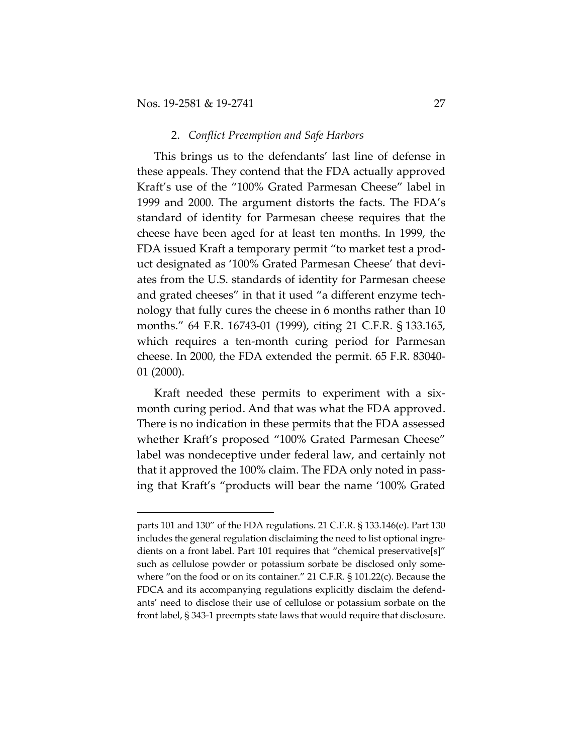### 2. *Conflict Preemption and Safe Harbors*

This brings us to the defendants' last line of defense in these appeals. They contend that the FDA actually approved Kraft's use of the "100% Grated Parmesan Cheese" label in 1999 and 2000. The argument distorts the facts. The FDA's standard of identity for Parmesan cheese requires that the cheese have been aged for at least ten months. In 1999, the FDA issued Kraft a temporary permit "to market test a product designated as '100% Grated Parmesan Cheese' that deviates from the U.S. standards of identity for Parmesan cheese and grated cheeses" in that it used "a different enzyme technology that fully cures the cheese in 6 months rather than 10 months." 64 F.R. 16743-01 (1999), citing 21 C.F.R. § 133.165, which requires a ten-month curing period for Parmesan cheese. In 2000, the FDA extended the permit. 65 F.R. 83040-01 (2000).

Kraft needed these permits to experiment with a six-month curing period. And that was what the FDA approved. There is no indication in these permits that the FDA assessed whether Kraft's proposed "100% Grated Parmesan Cheese" label was nondeceptive under federal law, and certainly not that it approved the 100% claim. The FDA only noted in passing that Kraft's "products will bear the name '100% Grated

---

parts 101 and 130" of the FDA regulations. 21 C.F.R. § 133.146(e). Part 130 includes the general regulation disclaiming the need to list optional ingredients on a front label. Part 101 requires that "chemical preservative[s]" such as cellulose powder or potassium sorbate be disclosed only somewhere "on the food or on its container." 21 C.F.R. § 101.22(c). Because the FDCA and its accompanying regulations explicitly disclaim the defendants' need to disclose their use of cellulose or potassium sorbate on the front label, § 343-1 preempts state laws that would require that disclosure.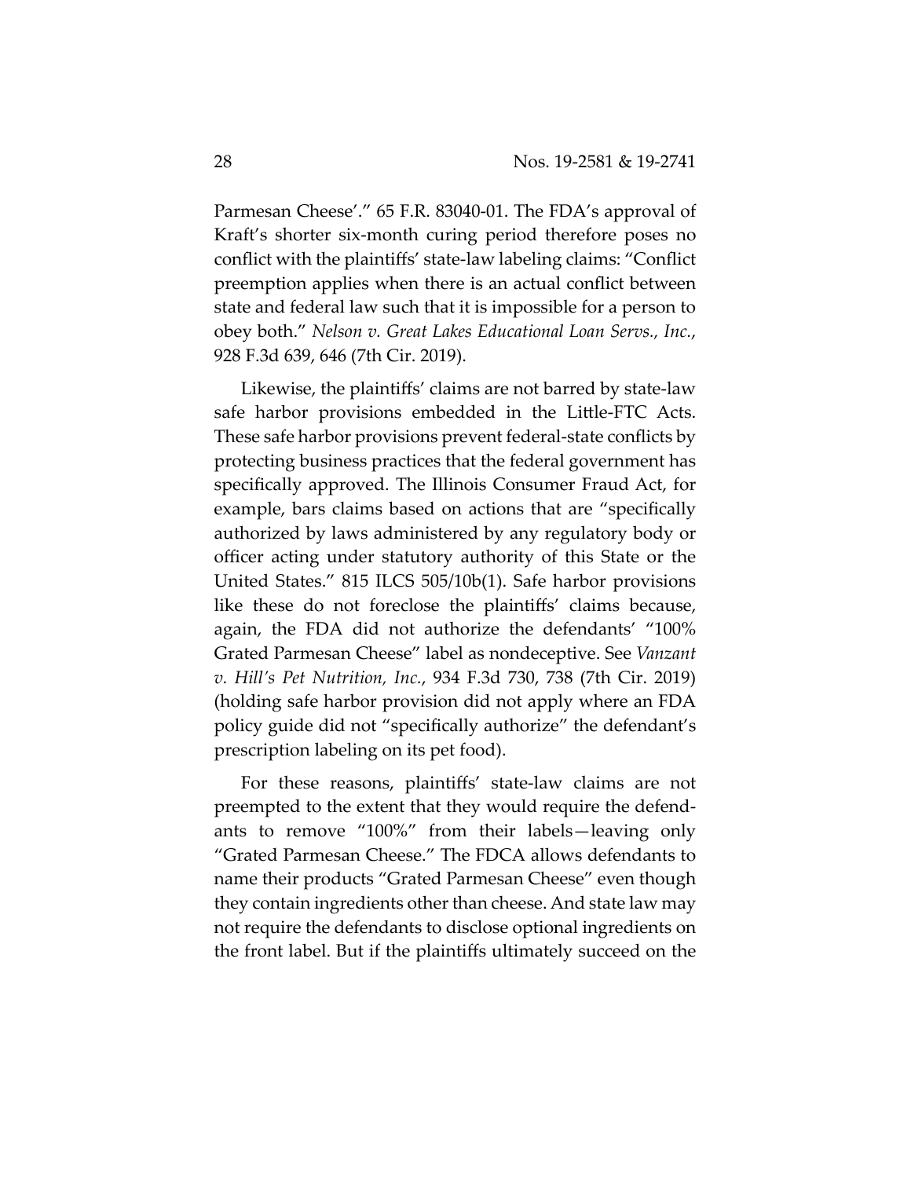Parmesan Cheese'." 65 F.R. 83040-01. The FDA's approval of Kraft's shorter six-month curing period therefore poses no conflict with the plaintiffs' state-law labeling claims: "Conflict preemption applies when there is an actual conflict between state and federal law such that it is impossible for a person to obey both." *Nelson v. Great Lakes Educational Loan Servs., Inc.*, 928 F.3d 639, 646 (7th Cir. 2019).

Likewise, the plaintiffs' claims are not barred by state-law safe harbor provisions embedded in the Little-FTC Acts. These safe harbor provisions prevent federal-state conflicts by protecting business practices that the federal government has specifically approved. The Illinois Consumer Fraud Act, for example, bars claims based on actions that are "specifically authorized by laws administered by any regulatory body or officer acting under statutory authority of this State or the United States." 815 ILCS 505/10b(1). Safe harbor provisions like these do not foreclose the plaintiffs' claims because, again, the FDA did not authorize the defendants' "100% Grated Parmesan Cheese" label as nondeceptive. See *Vanzant v. Hill's Pet Nutrition, Inc.*, 934 F.3d 730, 738 (7th Cir. 2019) (holding safe harbor provision did not apply where an FDA policy guide did not "specifically authorize" the defendant's prescription labeling on its pet food).

For these reasons, plaintiffs' state-law claims are not preempted to the extent that they would require the defendants to remove "100%" from their labels—leaving only "Grated Parmesan Cheese." The FDCA allows defendants to name their products "Grated Parmesan Cheese" even though they contain ingredients other than cheese. And state law may not require the defendants to disclose optional ingredients on the front label. But if the plaintiffs ultimately succeed on the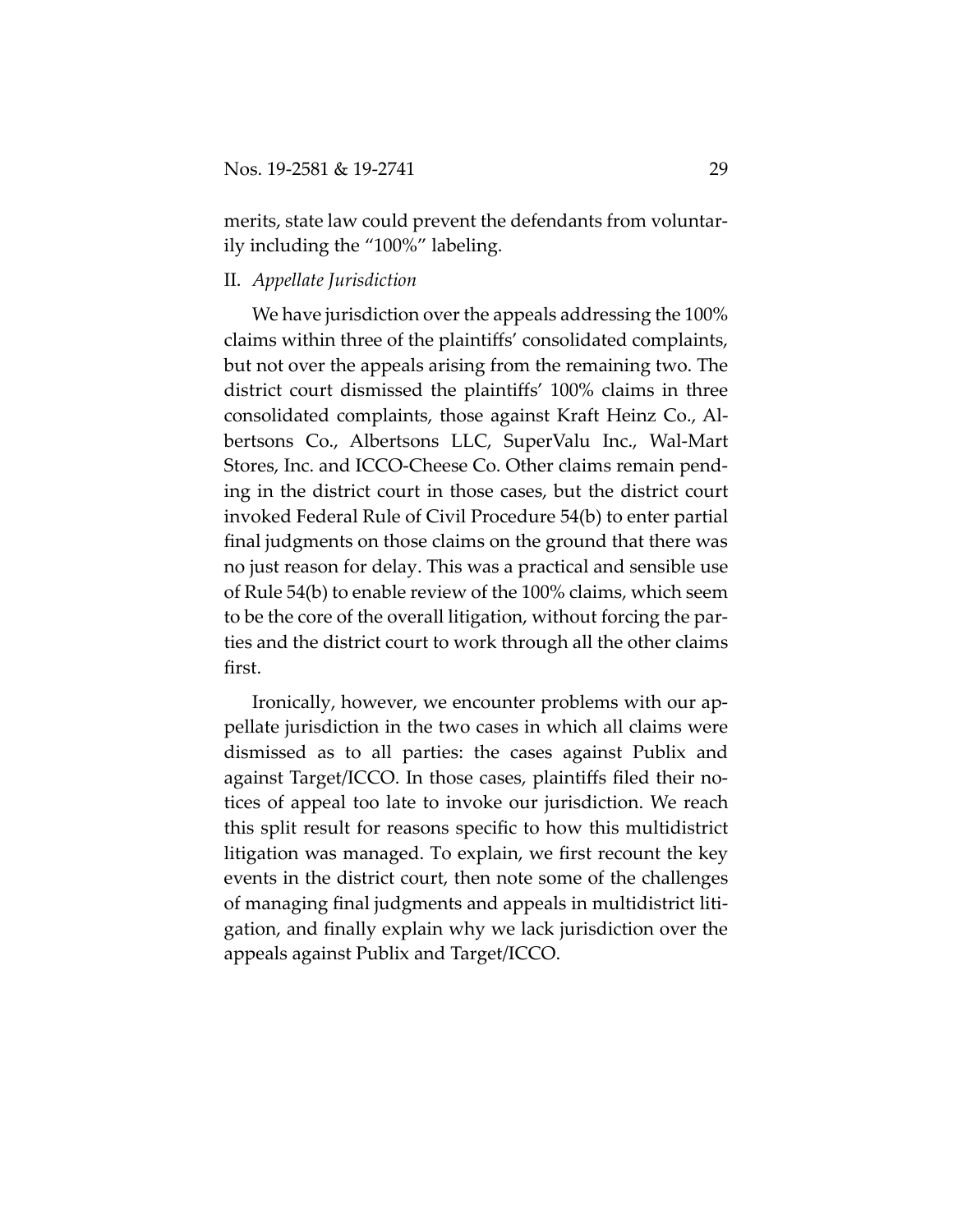merits, state law could prevent the defendants from voluntarily including the "100%" labeling.

## II. *Appellate Jurisdiction*

We have jurisdiction over the appeals addressing the 100% claims within three of the plaintiffs' consolidated complaints, but not over the appeals arising from the remaining two. The district court dismissed the plaintiffs' 100% claims in three consolidated complaints, those against Kraft Heinz Co., Albertsons Co., Albertsons LLC, SuperValu Inc., Wal-Mart Stores, Inc. and ICCO-Cheese Co. Other claims remain pending in the district court in those cases, but the district court invoked Federal Rule of Civil Procedure 54(b) to enter partial final judgments on those claims on the ground that there was no just reason for delay. This was a practical and sensible use of Rule 54(b) to enable review of the 100% claims, which seem to be the core of the overall litigation, without forcing the parties and the district court to work through all the other claims first.

Ironically, however, we encounter problems with our appellate jurisdiction in the two cases in which all claims were dismissed as to all parties: the cases against Publix and against Target/ICCO. In those cases, plaintiffs filed their notices of appeal too late to invoke our jurisdiction. We reach this split result for reasons specific to how this multidistrict litigation was managed. To explain, we first recount the key events in the district court, then note some of the challenges of managing final judgments and appeals in multidistrict litigation, and finally explain why we lack jurisdiction over the appeals against Publix and Target/ICCO.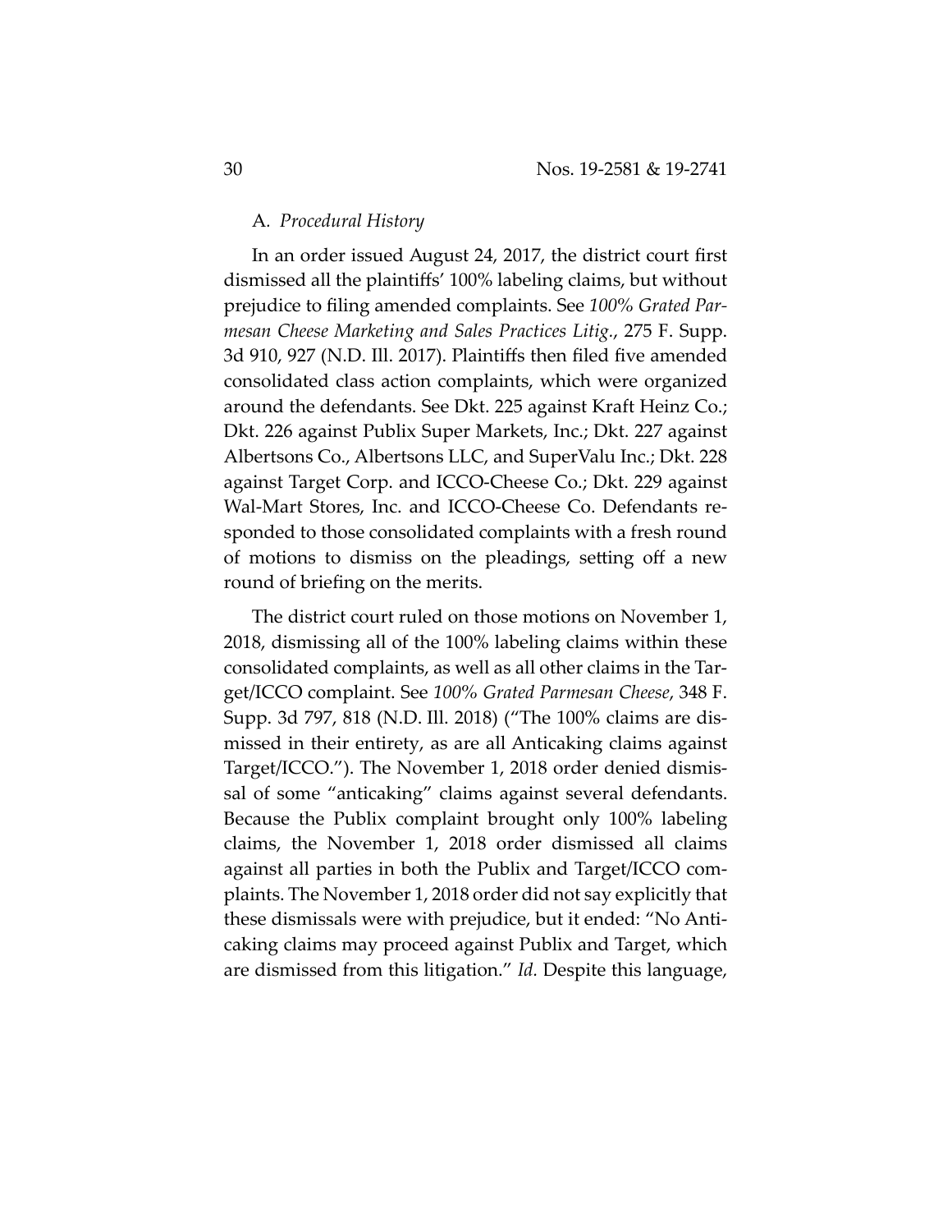A. *Procedural History*

In an order issued August 24, 2017, the district court first dismissed all the plaintiffs' 100% labeling claims, but without prejudice to filing amended complaints. See *100% Grated Parmesan Cheese Marketing and Sales Practices Litig.*, 275 F. Supp. 3d 910, 927 (N.D. Ill. 2017). Plaintiffs then filed five amended consolidated class action complaints, which were organized around the defendants. See Dkt. 225 against Kraft Heinz Co.; Dkt. 226 against Publix Super Markets, Inc.; Dkt. 227 against Albertsons Co., Albertsons LLC, and SuperValu Inc.; Dkt. 228 against Target Corp. and ICCO-Cheese Co.; Dkt. 229 against Wal-Mart Stores, Inc. and ICCO-Cheese Co. Defendants responded to those consolidated complaints with a fresh round of motions to dismiss on the pleadings, setting off a new round of briefing on the merits.

The district court ruled on those motions on November 1, 2018, dismissing all of the 100% labeling claims within these consolidated complaints, as well as all other claims in the Target/ICCO complaint. See *100% Grated Parmesan Cheese*, 348 F. Supp. 3d 797, 818 (N.D. Ill. 2018) ("The 100% claims are dismissed in their entirety, as are all Anticaking claims against Target/ICCO."). The November 1, 2018 order denied dismissal of some "anticaking" claims against several defendants. Because the Publix complaint brought only 100% labeling claims, the November 1, 2018 order dismissed all claims against all parties in both the Publix and Target/ICCO complaints. The November 1, 2018 order did not say explicitly that these dismissals were with prejudice, but it ended: "No Anticaking claims may proceed against Publix and Target, which are dismissed from this litigation." *Id.* Despite this language,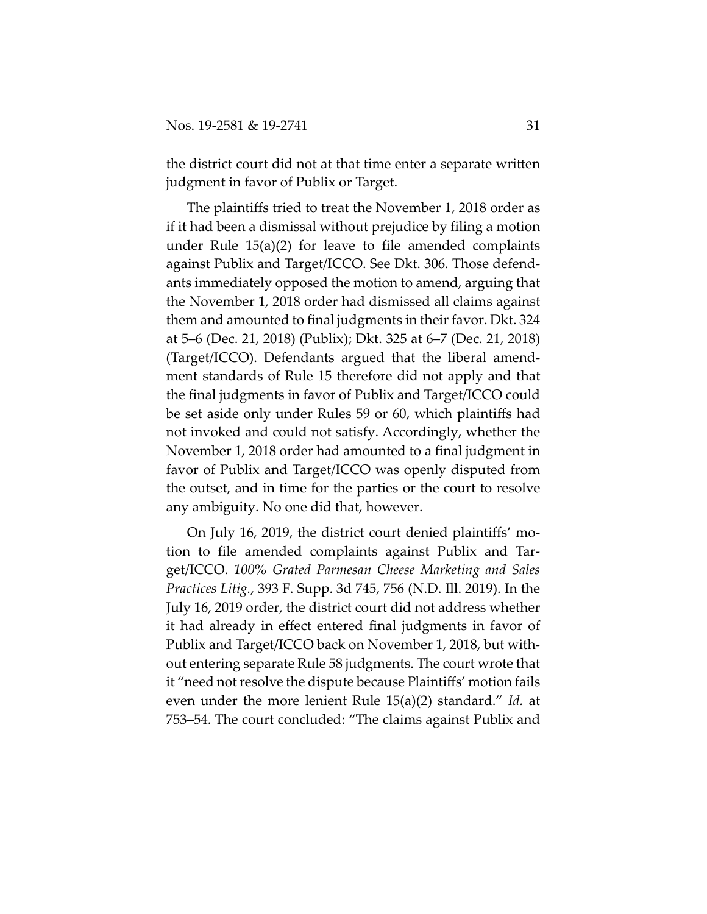the district court did not at that time enter a separate written judgment in favor of Publix or Target.

The plaintiffs tried to treat the November 1, 2018 order as if it had been a dismissal without prejudice by filing a motion under Rule 15(a)(2) for leave to file amended complaints against Publix and Target/ICCO. See Dkt. 306. Those defendants immediately opposed the motion to amend, arguing that the November 1, 2018 order had dismissed all claims against them and amounted to final judgments in their favor. Dkt. 324 at 5–6 (Dec. 21, 2018) (Publix); Dkt. 325 at 6–7 (Dec. 21, 2018) (Target/ICCO). Defendants argued that the liberal amendment standards of Rule 15 therefore did not apply and that the final judgments in favor of Publix and Target/ICCO could be set aside only under Rules 59 or 60, which plaintiffs had not invoked and could not satisfy. Accordingly, whether the November 1, 2018 order had amounted to a final judgment in favor of Publix and Target/ICCO was openly disputed from the outset, and in time for the parties or the court to resolve any ambiguity. No one did that, however.

On July 16, 2019, the district court denied plaintiffs' motion to file amended complaints against Publix and Target/ICCO. *100% Grated Parmesan Cheese Marketing and Sales Practices Litig.*, 393 F. Supp. 3d 745, 756 (N.D. Ill. 2019). In the July 16, 2019 order, the district court did not address whether it had already in effect entered final judgments in favor of Publix and Target/ICCO back on November 1, 2018, but without entering separate Rule 58 judgments. The court wrote that it "need not resolve the dispute because Plaintiffs' motion fails even under the more lenient Rule 15(a)(2) standard." *Id.* at 753–54. The court concluded: "The claims against Publix and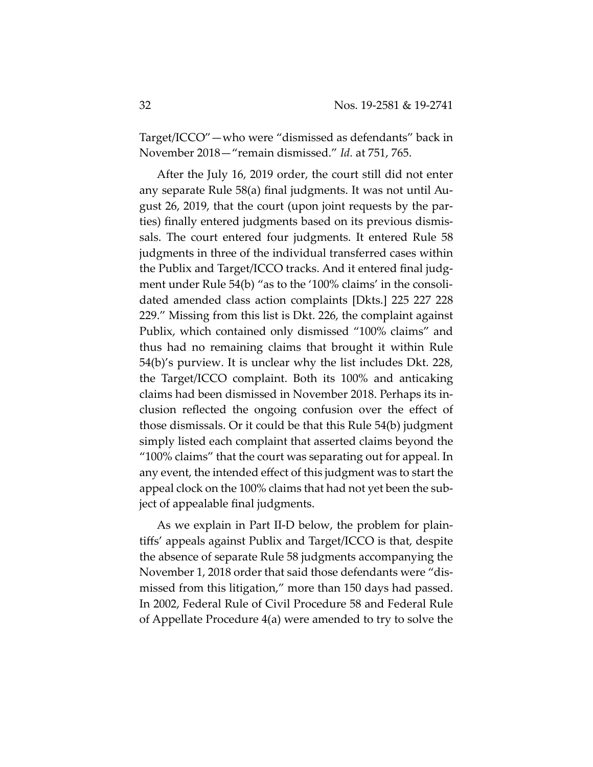Target/ICCO"—who were "dismissed as defendants" back in November 2018—"remain dismissed." *Id.* at 751, 765.

After the July 16, 2019 order, the court still did not enter any separate Rule 58(a) final judgments. It was not until August 26, 2019, that the court (upon joint requests by the parties) finally entered judgments based on its previous dismissals. The court entered four judgments. It entered Rule 58 judgments in three of the individual transferred cases within the Publix and Target/ICCO tracks. And it entered final judgment under Rule 54(b) "as to the '100% claims' in the consolidated amended class action complaints [Dkts.] 225 227 228 229." Missing from this list is Dkt. 226, the complaint against Publix, which contained only dismissed "100% claims" and thus had no remaining claims that brought it within Rule 54(b)'s purview. It is unclear why the list includes Dkt. 228, the Target/ICCO complaint. Both its 100% and anticaking claims had been dismissed in November 2018. Perhaps its inclusion reflected the ongoing confusion over the effect of those dismissals. Or it could be that this Rule 54(b) judgment simply listed each complaint that asserted claims beyond the "100% claims" that the court was separating out for appeal. In any event, the intended effect of this judgment was to start the appeal clock on the 100% claims that had not yet been the subject of appealable final judgments.

As we explain in Part II-D below, the problem for plaintiffs' appeals against Publix and Target/ICCO is that, despite the absence of separate Rule 58 judgments accompanying the November 1, 2018 order that said those defendants were "dismissed from this litigation," more than 150 days had passed. In 2002, Federal Rule of Civil Procedure 58 and Federal Rule of Appellate Procedure 4(a) were amended to try to solve the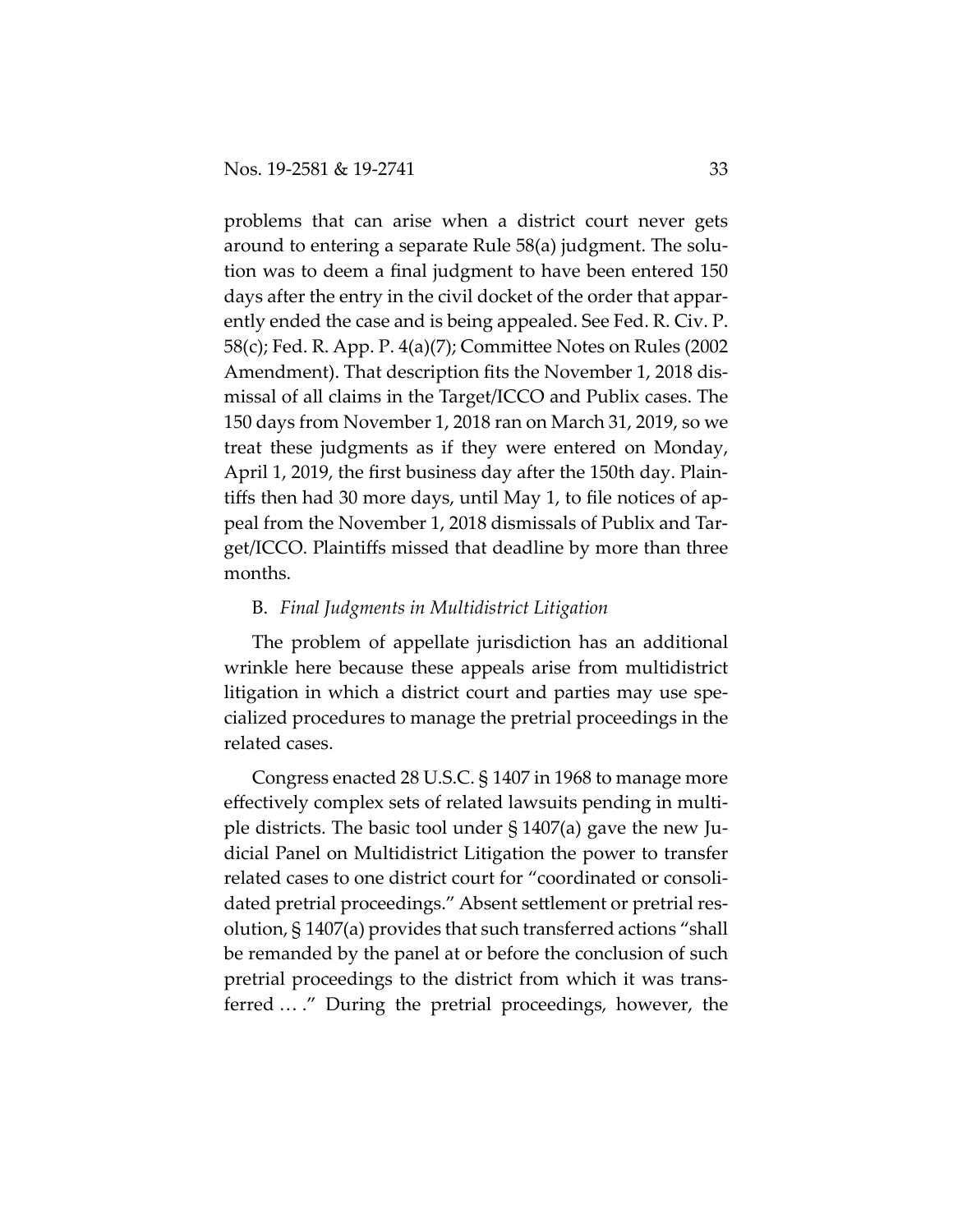problems that can arise when a district court never gets around to entering a separate Rule 58(a) judgment. The solution was to deem a final judgment to have been entered 150 days after the entry in the civil docket of the order that apparently ended the case and is being appealed. See Fed. R. Civ. P. 58(c); Fed. R. App. P. 4(a)(7); Committee Notes on Rules (2002 Amendment). That description fits the November 1, 2018 dismissal of all claims in the Target/ICCO and Publix cases. The 150 days from November 1, 2018 ran on March 31, 2019, so we treat these judgments as if they were entered on Monday, April 1, 2019, the first business day after the 150th day. Plaintiffs then had 30 more days, until May 1, to file notices of appeal from the November 1, 2018 dismissals of Publix and Target/ICCO. Plaintiffs missed that deadline by more than three months.

B. *Final Judgments in Multidistrict Litigation*

The problem of appellate jurisdiction has an additional wrinkle here because these appeals arise from multidistrict litigation in which a district court and parties may use specialized procedures to manage the pretrial proceedings in the related cases.

Congress enacted 28 U.S.C. § 1407 in 1968 to manage more effectively complex sets of related lawsuits pending in multiple districts. The basic tool under § 1407(a) gave the new Judicial Panel on Multidistrict Litigation the power to transfer related cases to one district court for "coordinated or consolidated pretrial proceedings." Absent settlement or pretrial resolution, § 1407(a) provides that such transferred actions "shall be remanded by the panel at or before the conclusion of such pretrial proceedings to the district from which it was transferred … ." During the pretrial proceedings, however, the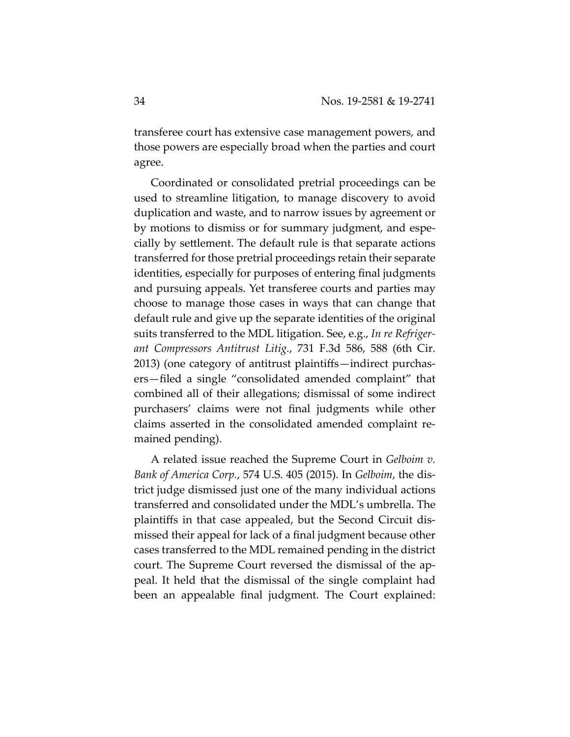transferee court has extensive case management powers, and those powers are especially broad when the parties and court agree.

Coordinated or consolidated pretrial proceedings can be used to streamline litigation, to manage discovery to avoid duplication and waste, and to narrow issues by agreement or by motions to dismiss or for summary judgment, and especially by settlement. The default rule is that separate actions transferred for those pretrial proceedings retain their separate identities, especially for purposes of entering final judgments and pursuing appeals. Yet transferee courts and parties may choose to manage those cases in ways that can change that default rule and give up the separate identities of the original suits transferred to the MDL litigation. See, e.g., *In re Refrigerant Compressors Antitrust Litig.*, 731 F.3d 586, 588 (6th Cir. 2013) (one category of antitrust plaintiffs—indirect purchasers—filed a single "consolidated amended complaint" that combined all of their allegations; dismissal of some indirect purchasers' claims were not final judgments while other claims asserted in the consolidated amended complaint remained pending).

A related issue reached the Supreme Court in *Gelboim v. Bank of America Corp.*, 574 U.S. 405 (2015). In *Gelboim*, the district judge dismissed just one of the many individual actions transferred and consolidated under the MDL's umbrella. The plaintiffs in that case appealed, but the Second Circuit dismissed their appeal for lack of a final judgment because other cases transferred to the MDL remained pending in the district court. The Supreme Court reversed the dismissal of the appeal. It held that the dismissal of the single complaint had been an appealable final judgment. The Court explained: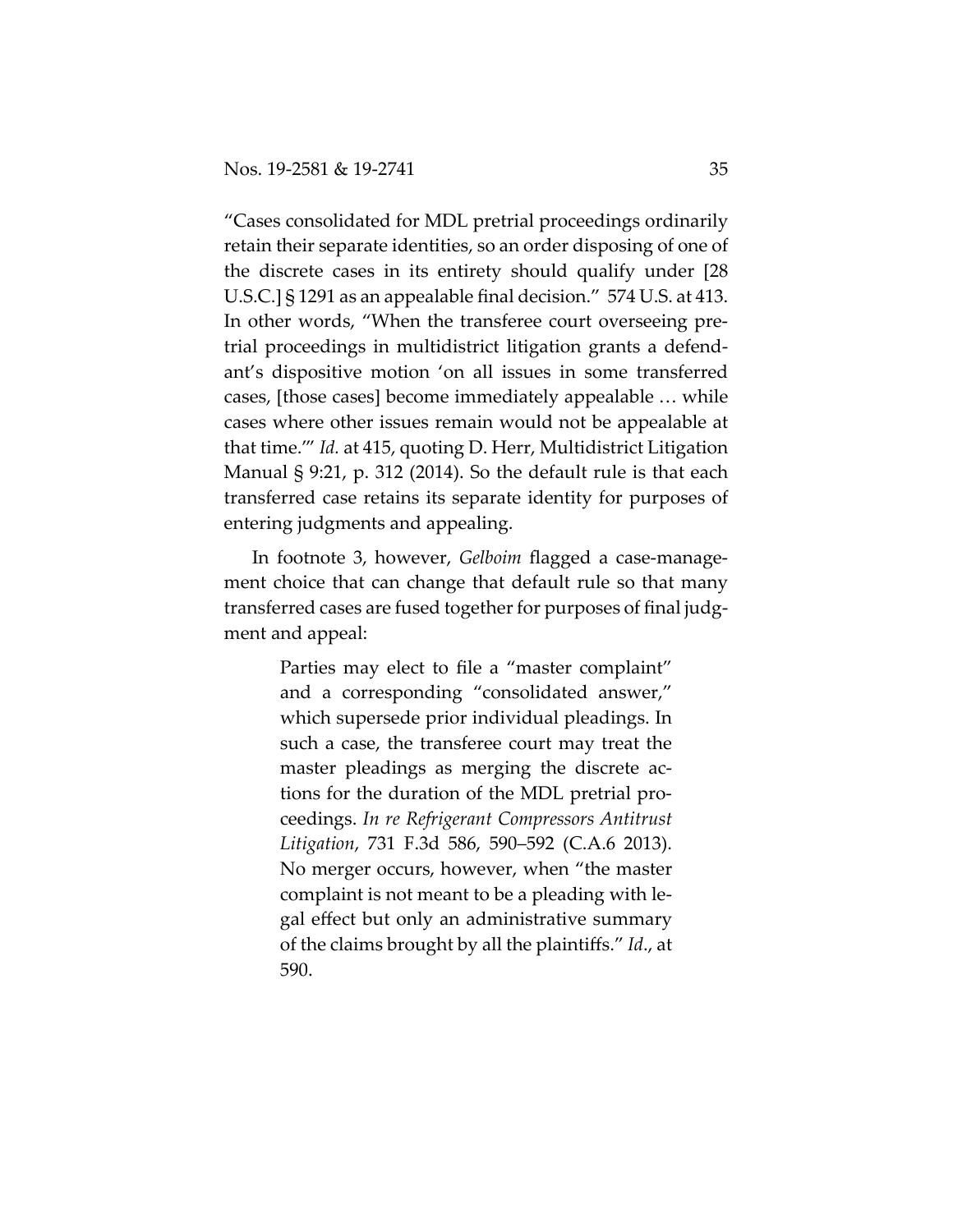"Cases consolidated for MDL pretrial proceedings ordinarily retain their separate identities, so an order disposing of one of the discrete cases in its entirety should qualify under [28 U.S.C.] § 1291 as an appealable final decision." 574 U.S. at 413. In other words, "When the transferee court overseeing pretrial proceedings in multidistrict litigation grants a defendant's dispositive motion 'on all issues in some transferred cases, [those cases] become immediately appealable … while cases where other issues remain would not be appealable at that time.'" *Id.* at 415, quoting D. Herr, Multidistrict Litigation Manual § 9:21, p. 312 (2014). So the default rule is that each transferred case retains its separate identity for purposes of entering judgments and appealing.

In footnote 3, however, *Gelboim* flagged a case-management choice that can change that default rule so that many transferred cases are fused together for purposes of final judgment and appeal:

> Parties may elect to file a "master complaint" and a corresponding "consolidated answer," which supersede prior individual pleadings. In such a case, the transferee court may treat the master pleadings as merging the discrete actions for the duration of the MDL pretrial proceedings. *In re Refrigerant Compressors Antitrust Litigation*, 731 F.3d 586, 590–592 (C.A.6 2013). No merger occurs, however, when "the master complaint is not meant to be a pleading with legal effect but only an administrative summary of the claims brought by all the plaintiffs." *Id*., at 590.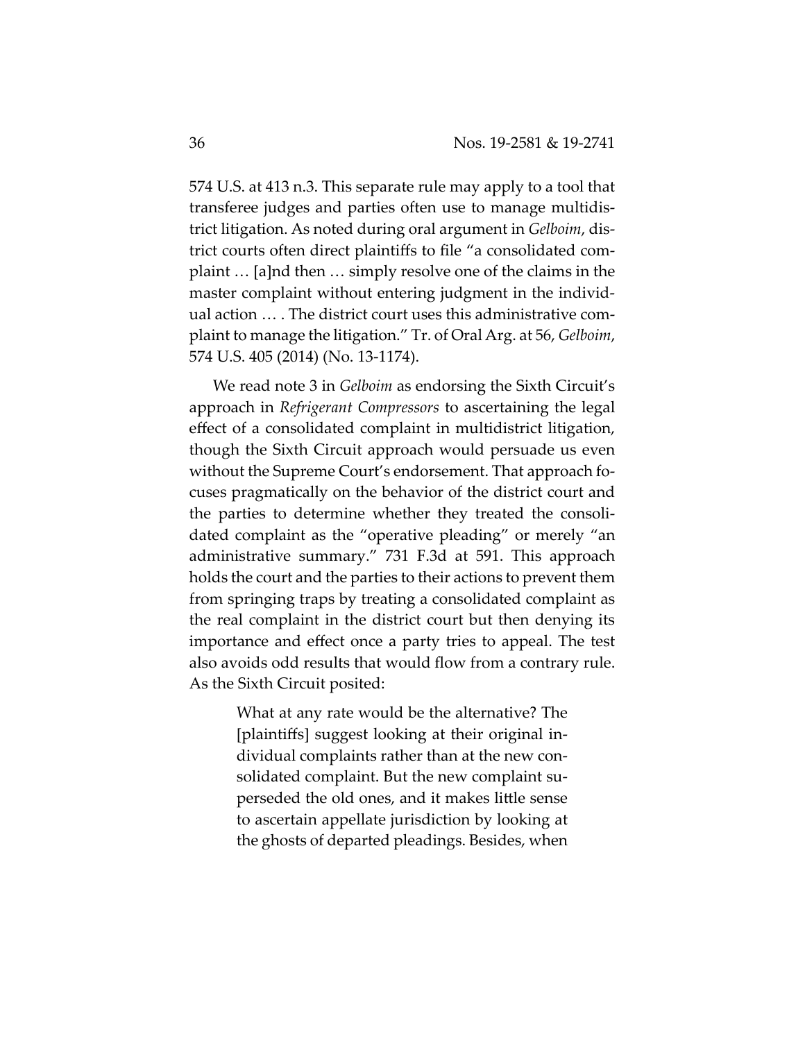574 U.S. at 413 n.3. This separate rule may apply to a tool that transferee judges and parties often use to manage multidistrict litigation. As noted during oral argument in *Gelboim*, district courts often direct plaintiffs to file "a consolidated complaint … [a]nd then … simply resolve one of the claims in the master complaint without entering judgment in the individual action … . The district court uses this administrative complaint to manage the litigation." Tr. of Oral Arg. at 56, *Gelboim*, 574 U.S. 405 (2014) (No. 13-1174).

We read note 3 in *Gelboim* as endorsing the Sixth Circuit's approach in *Refrigerant Compressors* to ascertaining the legal effect of a consolidated complaint in multidistrict litigation, though the Sixth Circuit approach would persuade us even without the Supreme Court's endorsement. That approach focuses pragmatically on the behavior of the district court and the parties to determine whether they treated the consolidated complaint as the "operative pleading" or merely "an administrative summary." 731 F.3d at 591. This approach holds the court and the parties to their actions to prevent them from springing traps by treating a consolidated complaint as the real complaint in the district court but then denying its importance and effect once a party tries to appeal. The test also avoids odd results that would flow from a contrary rule. As the Sixth Circuit posited:

> What at any rate would be the alternative? The [plaintiffs] suggest looking at their original individual complaints rather than at the new consolidated complaint. But the new complaint superseded the old ones, and it makes little sense to ascertain appellate jurisdiction by looking at the ghosts of departed pleadings. Besides, when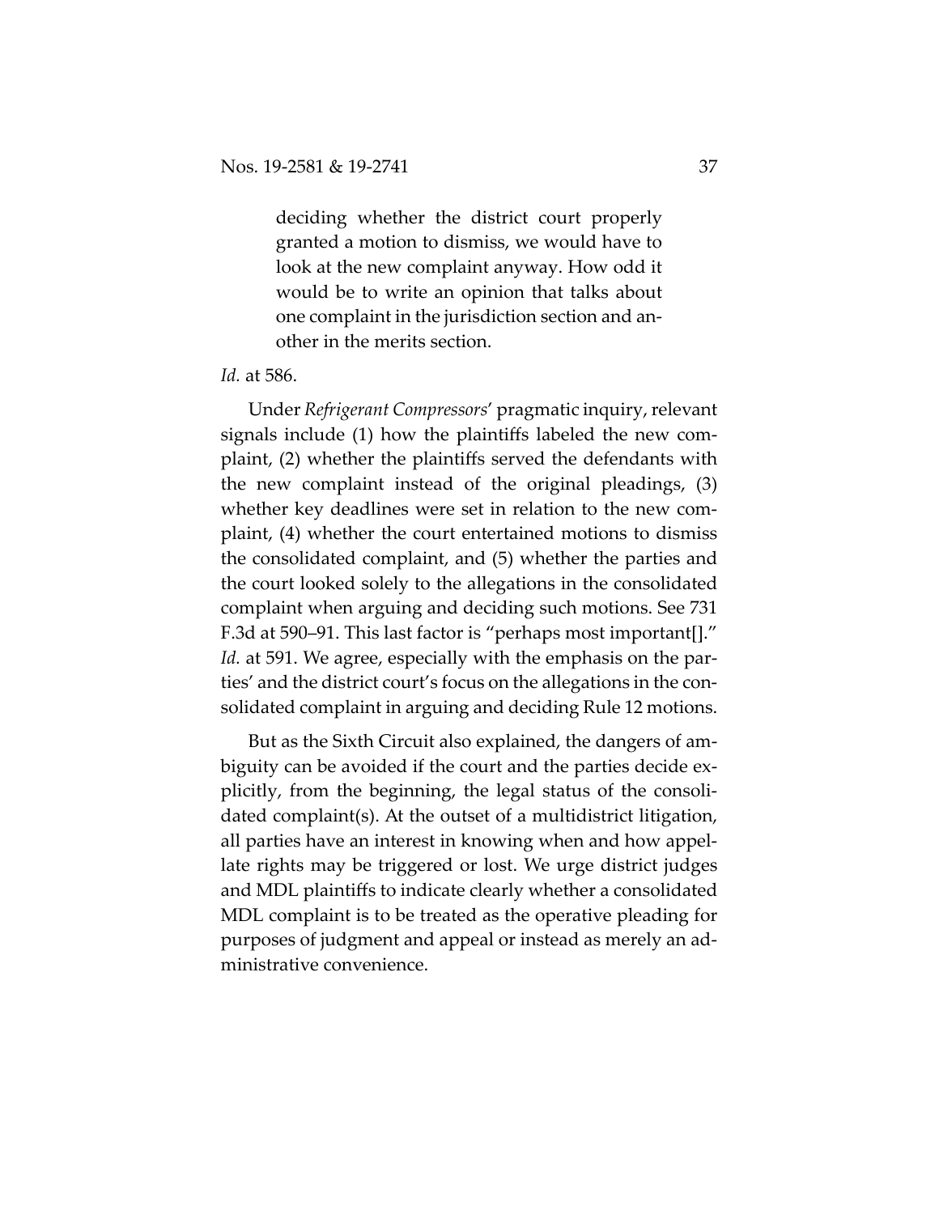> deciding whether the district court properly granted a motion to dismiss, we would have to look at the new complaint anyway. How odd it would be to write an opinion that talks about one complaint in the jurisdiction section and another in the merits section.

*Id.* at 586.

Under *Refrigerant Compressors*' pragmatic inquiry, relevant signals include (1) how the plaintiffs labeled the new complaint, (2) whether the plaintiffs served the defendants with the new complaint instead of the original pleadings, (3) whether key deadlines were set in relation to the new complaint, (4) whether the court entertained motions to dismiss the consolidated complaint, and (5) whether the parties and the court looked solely to the allegations in the consolidated complaint when arguing and deciding such motions. See 731 F.3d at 590–91. This last factor is "perhaps most important[]." *Id.* at 591. We agree, especially with the emphasis on the parties' and the district court's focus on the allegations in the consolidated complaint in arguing and deciding Rule 12 motions.

But as the Sixth Circuit also explained, the dangers of ambiguity can be avoided if the court and the parties decide explicitly, from the beginning, the legal status of the consolidated complaint(s). At the outset of a multidistrict litigation, all parties have an interest in knowing when and how appellate rights may be triggered or lost. We urge district judges and MDL plaintiffs to indicate clearly whether a consolidated MDL complaint is to be treated as the operative pleading for purposes of judgment and appeal or instead as merely an administrative convenience.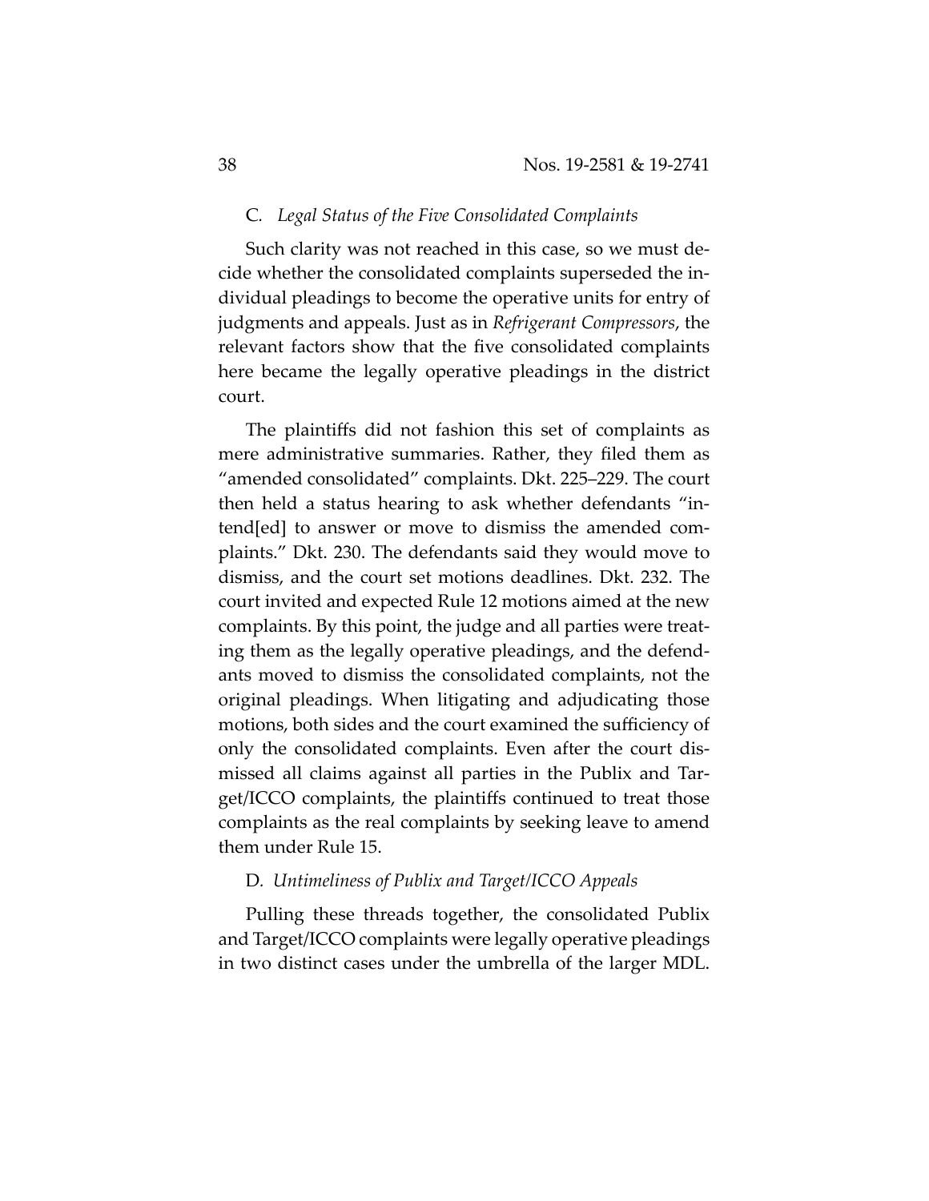### C. *Legal Status of the Five Consolidated Complaints*

Such clarity was not reached in this case, so we must decide whether the consolidated complaints superseded the individual pleadings to become the operative units for entry of judgments and appeals. Just as in *Refrigerant Compressors*, the relevant factors show that the five consolidated complaints here became the legally operative pleadings in the district court.

The plaintiffs did not fashion this set of complaints as mere administrative summaries. Rather, they filed them as "amended consolidated" complaints. Dkt. 225–229. The court then held a status hearing to ask whether defendants "intend[ed] to answer or move to dismiss the amended complaints." Dkt. 230. The defendants said they would move to dismiss, and the court set motions deadlines. Dkt. 232. The court invited and expected Rule 12 motions aimed at the new complaints. By this point, the judge and all parties were treating them as the legally operative pleadings, and the defendants moved to dismiss the consolidated complaints, not the original pleadings. When litigating and adjudicating those motions, both sides and the court examined the sufficiency of only the consolidated complaints. Even after the court dismissed all claims against all parties in the Publix and Target/ICCO complaints, the plaintiffs continued to treat those complaints as the real complaints by seeking leave to amend them under Rule 15.

### D. *Untimeliness of Publix and Target/ICCO Appeals*

Pulling these threads together, the consolidated Publix and Target/ICCO complaints were legally operative pleadings in two distinct cases under the umbrella of the larger MDL.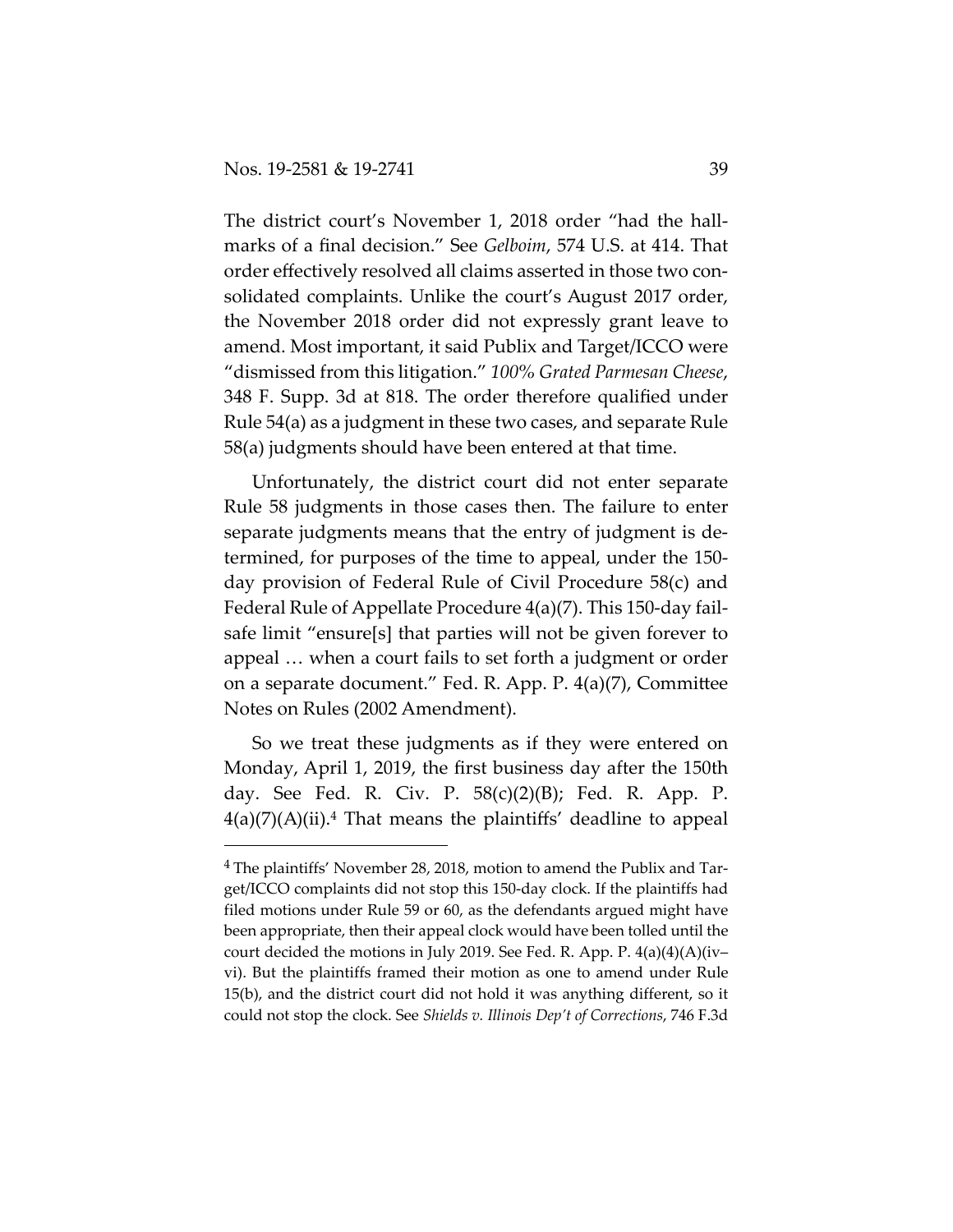The district court's November 1, 2018 order "had the hallmarks of a final decision." See *Gelboim*, 574 U.S. at 414. That order effectively resolved all claims asserted in those two consolidated complaints. Unlike the court's August 2017 order, the November 2018 order did not expressly grant leave to amend. Most important, it said Publix and Target/ICCO were "dismissed from this litigation." *100% Grated Parmesan Cheese*, 348 F. Supp. 3d at 818. The order therefore qualified under Rule 54(a) as a judgment in these two cases, and separate Rule 58(a) judgments should have been entered at that time.

Unfortunately, the district court did not enter separate Rule 58 judgments in those cases then. The failure to enter separate judgments means that the entry of judgment is determined, for purposes of the time to appeal, under the 150-day provision of Federal Rule of Civil Procedure 58(c) and Federal Rule of Appellate Procedure 4(a)(7). This 150-day fail-safe limit "ensure[s] that parties will not be given forever to appeal … when a court fails to set forth a judgment or order on a separate document." Fed. R. App. P. 4(a)(7), Committee Notes on Rules (2002 Amendment).

So we treat these judgments as if they were entered on Monday, April 1, 2019, the first business day after the 150th day. See Fed. R. Civ. P. 58(c)(2)(B); Fed. R. App. P. 4(a)(7)(A)(ii).[4] That means the plaintiffs' deadline to appeal

[4] The plaintiffs' November 28, 2018, motion to amend the Publix and Target/ICCO complaints did not stop this 150-day clock. If the plaintiffs had filed motions under Rule 59 or 60, as the defendants argued might have been appropriate, then their appeal clock would have been tolled until the court decided the motions in July 2019. See Fed. R. App. P. 4(a)(4)(A)(iv–vi). But the plaintiffs framed their motion as one to amend under Rule 15(b), and the district court did not hold it was anything different, so it could not stop the clock. See *Shields v. Illinois Dep't of Corrections*, 746 F.3d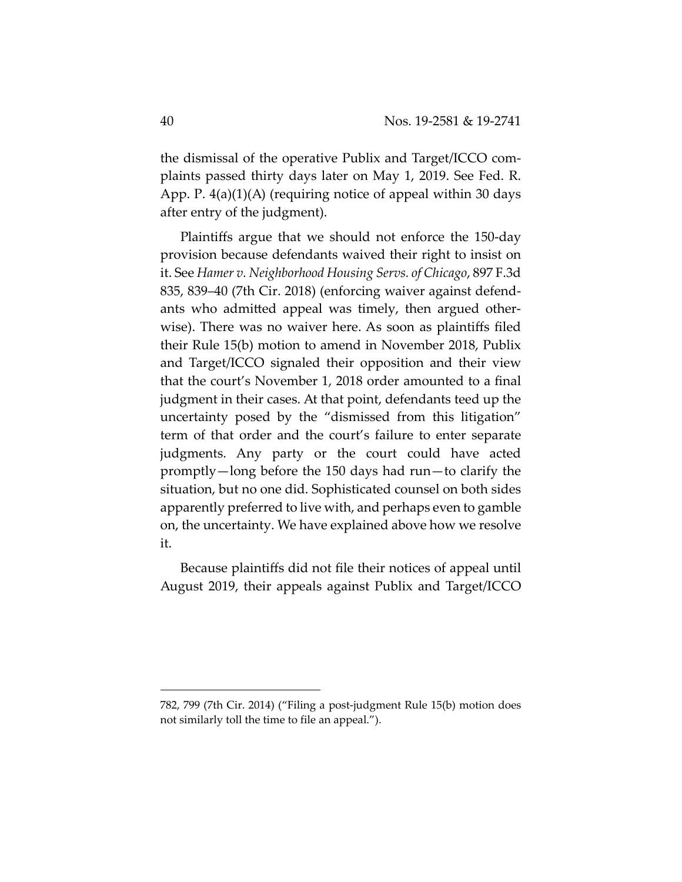the dismissal of the operative Publix and Target/ICCO complaints passed thirty days later on May 1, 2019. See Fed. R. App. P. 4(a)(1)(A) (requiring notice of appeal within 30 days after entry of the judgment).

Plaintiffs argue that we should not enforce the 150-day provision because defendants waived their right to insist on it. See *Hamer v. Neighborhood Housing Servs. of Chicago*, 897 F.3d 835, 839–40 (7th Cir. 2018) (enforcing waiver against defendants who admitted appeal was timely, then argued otherwise). There was no waiver here. As soon as plaintiffs filed their Rule 15(b) motion to amend in November 2018, Publix and Target/ICCO signaled their opposition and their view that the court's November 1, 2018 order amounted to a final judgment in their cases. At that point, defendants teed up the uncertainty posed by the "dismissed from this litigation" term of that order and the court's failure to enter separate judgments. Any party or the court could have acted promptly—long before the 150 days had run—to clarify the situation, but no one did. Sophisticated counsel on both sides apparently preferred to live with, and perhaps even to gamble on, the uncertainty. We have explained above how we resolve it.

Because plaintiffs did not file their notices of appeal until August 2019, their appeals against Publix and Target/ICCO

---

782, 799 (7th Cir. 2014) ("Filing a post-judgment Rule 15(b) motion does not similarly toll the time to file an appeal.").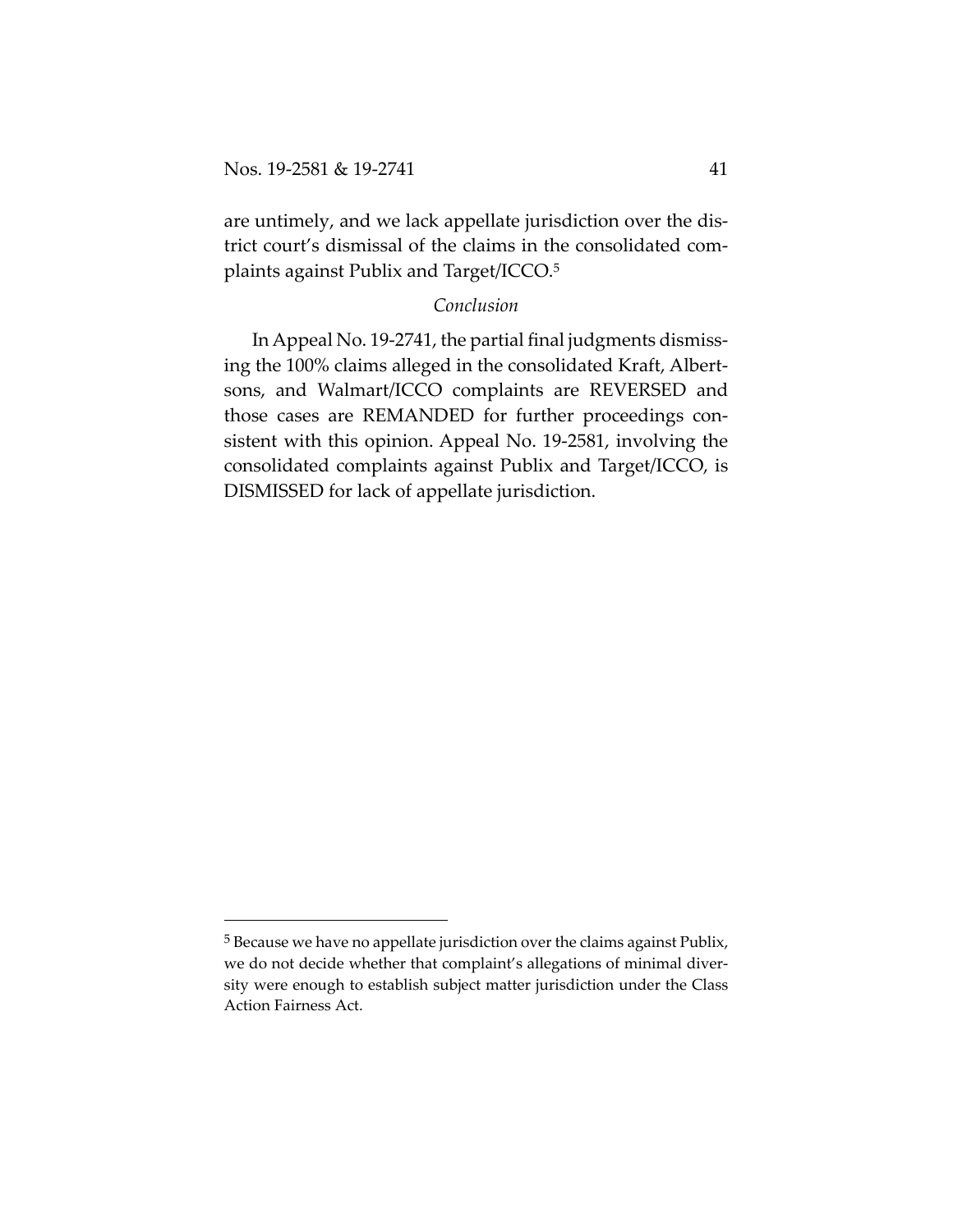are untimely, and we lack appellate jurisdiction over the district court's dismissal of the claims in the consolidated complaints against Publix and Target/ICCO.[5]

*Conclusion*

In Appeal No. 19-2741, the partial final judgments dismissing the 100% claims alleged in the consolidated Kraft, Albertsons, and Walmart/ICCO complaints are REVERSED and those cases are REMANDED for further proceedings consistent with this opinion. Appeal No. 19-2581, involving the consolidated complaints against Publix and Target/ICCO, is DISMISSED for lack of appellate jurisdiction.

---

[5] Because we have no appellate jurisdiction over the claims against Publix, we do not decide whether that complaint's allegations of minimal diversity were enough to establish subject matter jurisdiction under the Class Action Fairness Act.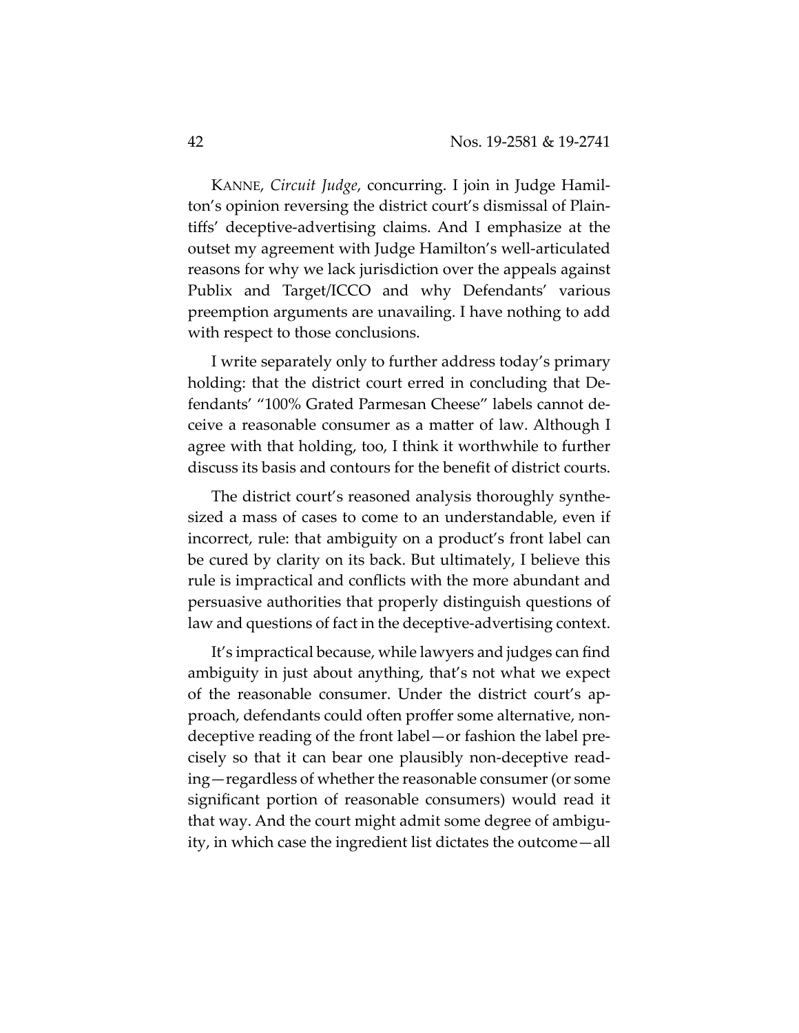KANNE, *Circuit Judge*, concurring. I join in Judge Hamilton's opinion reversing the district court's dismissal of Plaintiffs' deceptive-advertising claims. And I emphasize at the outset my agreement with Judge Hamilton's well-articulated reasons for why we lack jurisdiction over the appeals against Publix and Target/ICCO and why Defendants' various preemption arguments are unavailing. I have nothing to add with respect to those conclusions.

I write separately only to further address today's primary holding: that the district court erred in concluding that Defendants' "100% Grated Parmesan Cheese" labels cannot deceive a reasonable consumer as a matter of law. Although I agree with that holding, too, I think it worthwhile to further discuss its basis and contours for the benefit of district courts.

The district court's reasoned analysis thoroughly synthesized a mass of cases to come to an understandable, even if incorrect, rule: that ambiguity on a product's front label can be cured by clarity on its back. But ultimately, I believe this rule is impractical and conflicts with the more abundant and persuasive authorities that properly distinguish questions of law and questions of fact in the deceptive-advertising context.

It's impractical because, while lawyers and judges can find ambiguity in just about anything, that's not what we expect of the reasonable consumer. Under the district court's approach, defendants could often proffer some alternative, non-deceptive reading of the front label—or fashion the label precisely so that it can bear one plausibly non-deceptive reading—regardless of whether the reasonable consumer (or some significant portion of reasonable consumers) would read it that way. And the court might admit some degree of ambiguity, in which case the ingredient list dictates the outcome—all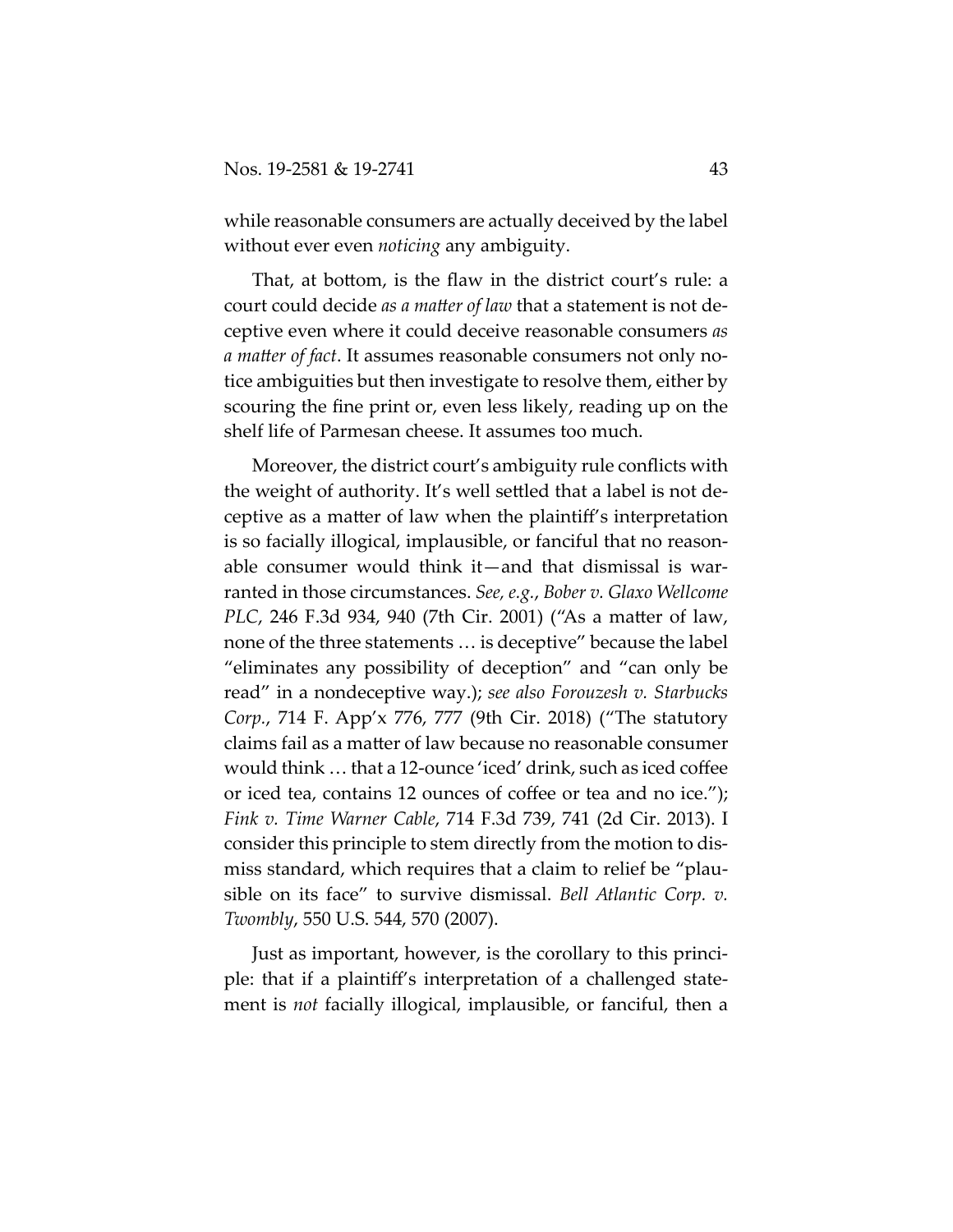while reasonable consumers are actually deceived by the label without ever even *noticing* any ambiguity.

That, at bottom, is the flaw in the district court's rule: a court could decide *as a matter of law* that a statement is not deceptive even where it could deceive reasonable consumers *as a matter of fact*. It assumes reasonable consumers not only notice ambiguities but then investigate to resolve them, either by scouring the fine print or, even less likely, reading up on the shelf life of Parmesan cheese. It assumes too much.

Moreover, the district court's ambiguity rule conflicts with the weight of authority. It's well settled that a label is not deceptive as a matter of law when the plaintiff's interpretation is so facially illogical, implausible, or fanciful that no reasonable consumer would think it—and that dismissal is warranted in those circumstances. *See, e.g.*, *Bober v. Glaxo Wellcome PLC*, 246 F.3d 934, 940 (7th Cir. 2001) ("As a matter of law, none of the three statements … is deceptive" because the label "eliminates any possibility of deception" and "can only be read" in a nondeceptive way.); *see also Forouzesh v. Starbucks Corp.*, 714 F. App'x 776, 777 (9th Cir. 2018) ("The statutory claims fail as a matter of law because no reasonable consumer would think … that a 12-ounce 'iced' drink, such as iced coffee or iced tea, contains 12 ounces of coffee or tea and no ice."); *Fink v. Time Warner Cable*, 714 F.3d 739, 741 (2d Cir. 2013). I consider this principle to stem directly from the motion to dismiss standard, which requires that a claim to relief be "plausible on its face" to survive dismissal. *Bell Atlantic Corp. v. Twombly*, 550 U.S. 544, 570 (2007).

Just as important, however, is the corollary to this principle: that if a plaintiff's interpretation of a challenged statement is *not* facially illogical, implausible, or fanciful, then a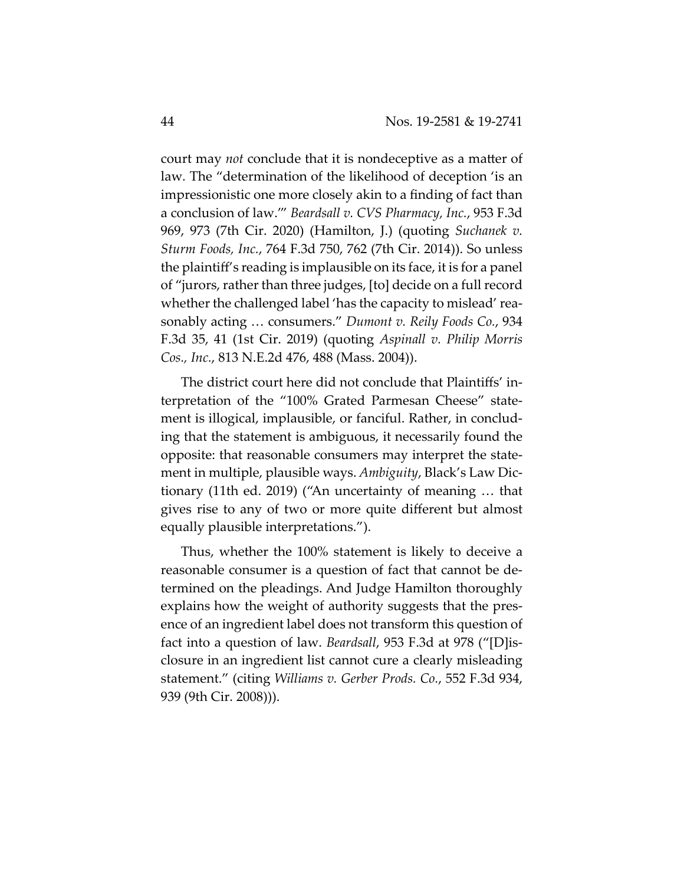court may *not* conclude that it is nondeceptive as a matter of law. The "determination of the likelihood of deception 'is an impressionistic one more closely akin to a finding of fact than a conclusion of law.'" *Beardsall v. CVS Pharmacy, Inc.*, 953 F.3d 969, 973 (7th Cir. 2020) (Hamilton, J.) (quoting *Suchanek v. Sturm Foods, Inc.*, 764 F.3d 750, 762 (7th Cir. 2014)). So unless the plaintiff's reading is implausible on its face, it is for a panel of "jurors, rather than three judges, [to] decide on a full record whether the challenged label 'has the capacity to mislead' reasonably acting … consumers." *Dumont v. Reily Foods Co.*, 934 F.3d 35, 41 (1st Cir. 2019) (quoting *Aspinall v. Philip Morris Cos., Inc.*, 813 N.E.2d 476, 488 (Mass. 2004)).

The district court here did not conclude that Plaintiffs' interpretation of the "100% Grated Parmesan Cheese" statement is illogical, implausible, or fanciful. Rather, in concluding that the statement is ambiguous, it necessarily found the opposite: that reasonable consumers may interpret the statement in multiple, plausible ways. *Ambiguity*, Black's Law Dictionary (11th ed. 2019) ("An uncertainty of meaning … that gives rise to any of two or more quite different but almost equally plausible interpretations.").

Thus, whether the 100% statement is likely to deceive a reasonable consumer is a question of fact that cannot be determined on the pleadings. And Judge Hamilton thoroughly explains how the weight of authority suggests that the presence of an ingredient label does not transform this question of fact into a question of law. *Beardsall*, 953 F.3d at 978 ("[D]isclosure in an ingredient list cannot cure a clearly misleading statement." (citing *Williams v. Gerber Prods. Co.*, 552 F.3d 934, 939 (9th Cir. 2008))).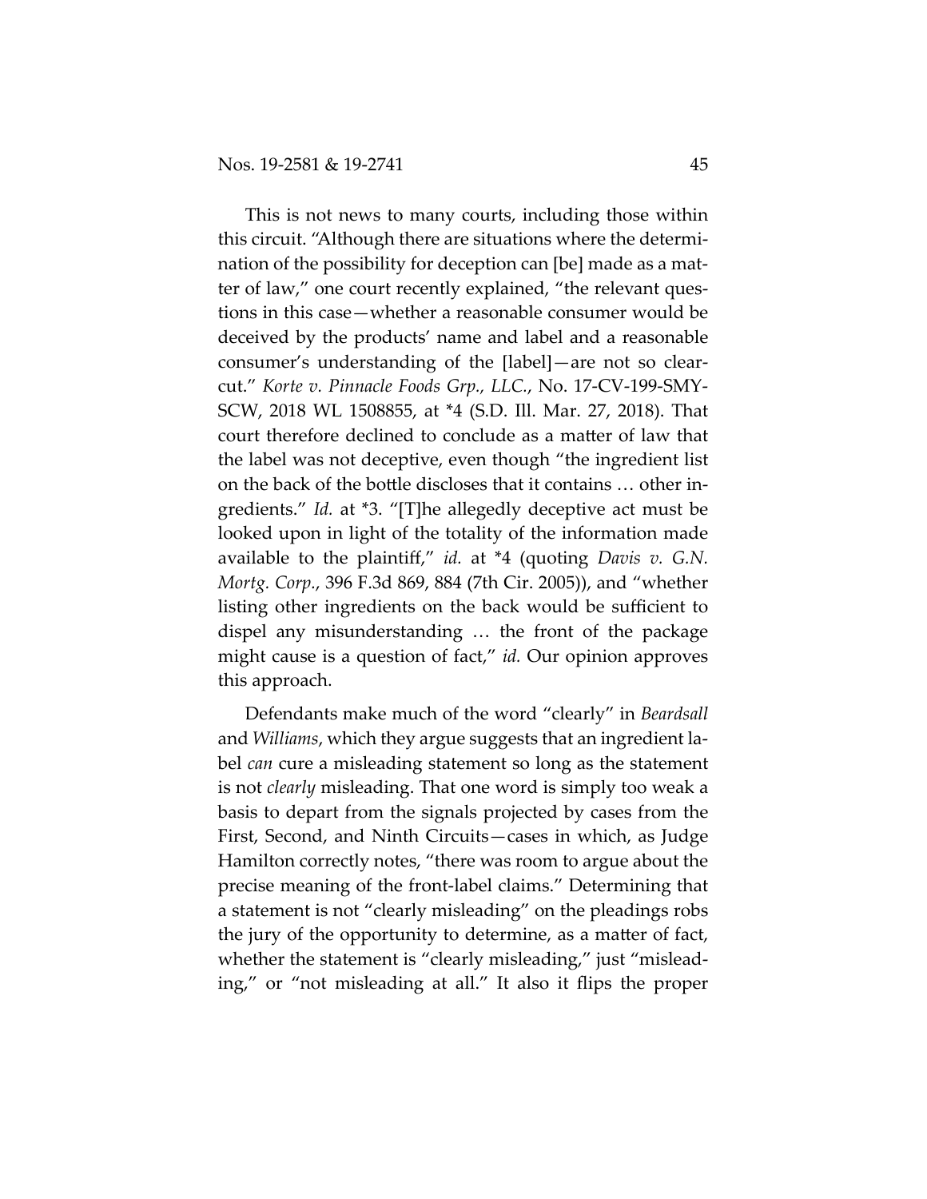This is not news to many courts, including those within this circuit. "Although there are situations where the determination of the possibility for deception can [be] made as a matter of law," one court recently explained, "the relevant questions in this case—whether a reasonable consumer would be deceived by the products' name and label and a reasonable consumer's understanding of the [label]—are not so clear-cut." *Korte v. Pinnacle Foods Grp., LLC.*, No. 17-CV-199-SMY-SCW, 2018 WL 1508855, at *4 (S.D. Ill. Mar. 27, 2018). That court therefore declined to conclude as a matter of law that the label was not deceptive, even though "the ingredient list on the back of the bottle discloses that it contains … other ingredients." *Id.* at *3. "[T]he allegedly deceptive act must be looked upon in light of the totality of the information made available to the plaintiff," *id.* at *4 (quoting *Davis v. G.N. Mortg. Corp.*, 396 F.3d 869, 884 (7th Cir. 2005)), and "whether listing other ingredients on the back would be sufficient to dispel any misunderstanding … the front of the package might cause is a question of fact," *id.* Our opinion approves this approach.

Defendants make much of the word "clearly" in *Beardsall* and *Williams*, which they argue suggests that an ingredient label *can* cure a misleading statement so long as the statement is not *clearly* misleading. That one word is simply too weak a basis to depart from the signals projected by cases from the First, Second, and Ninth Circuits—cases in which, as Judge Hamilton correctly notes, "there was room to argue about the precise meaning of the front-label claims." Determining that a statement is not "clearly misleading" on the pleadings robs the jury of the opportunity to determine, as a matter of fact, whether the statement is "clearly misleading," just "misleading," or "not misleading at all." It also it flips the proper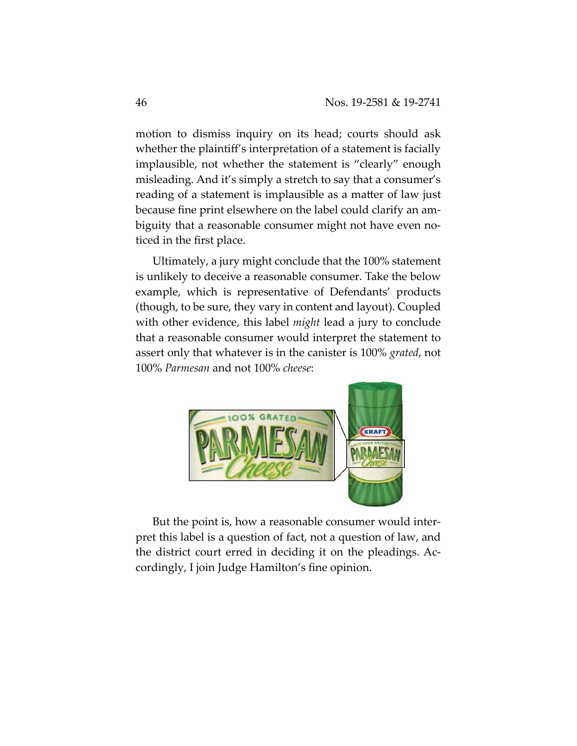motion to dismiss inquiry on its head; courts should ask whether the plaintiff's interpretation of a statement is facially implausible, not whether the statement is "clearly" enough misleading. And it's simply a stretch to say that a consumer's reading of a statement is implausible as a matter of law just because fine print elsewhere on the label could clarify an ambiguity that a reasonable consumer might not have even noticed in the first place.

Ultimately, a jury might conclude that the 100% statement is unlikely to deceive a reasonable consumer. Take the below example, which is representative of Defendants' products (though, to be sure, they vary in content and layout). Coupled with other evidence, this label *might* lead a jury to conclude that a reasonable consumer would interpret the statement to assert only that whatever is in the canister is 100% *grated*, not 100% *Parmesan* and not 100% *cheese*:

But the point is, how a reasonable consumer would interpret this label is a question of fact, not a question of law, and the district court erred in deciding it on the pleadings. Accordingly, I join Judge Hamilton's fine opinion.